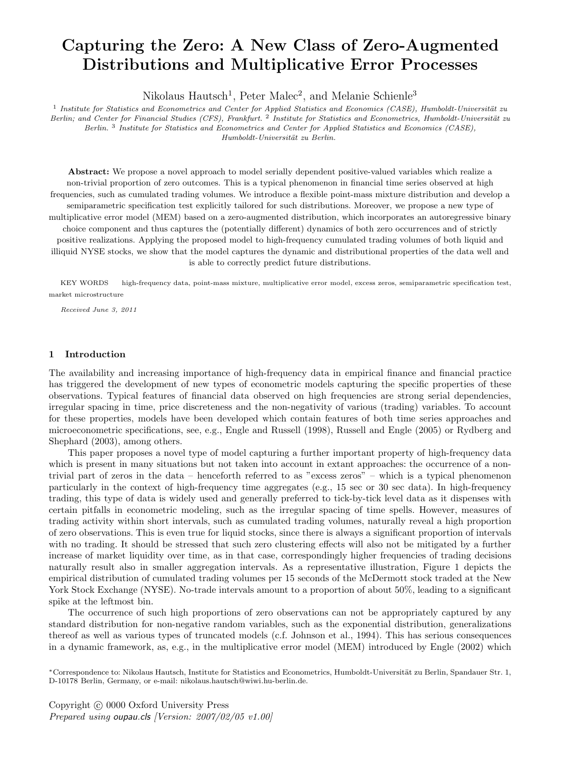# Capturing the Zero: A New Class of Zero-Augmented Distributions and Multiplicative Error Processes

Nikolaus Hautsch[1], Peter Malec[2], and Melanie Schienle[3]

[1] *Institute for Statistics and Econometrics and Center for Applied Statistics and Economics (CASE), Humboldt-Universität zu Berlin; and Center for Financial Studies (CFS), Frankfurt.* [2] *Institute for Statistics and Econometrics, Humboldt-Universität zu Berlin.* [3] *Institute for Statistics and Econometrics and Center for Applied Statistics and Economics (CASE), Humboldt-Universität zu Berlin.*

**Abstract:** We propose a novel approach to model serially dependent positive-valued variables which realize a non-trivial proportion of zero outcomes. This is a typical phenomenon in financial time series observed at high frequencies, such as cumulated trading volumes. We introduce a flexible point-mass mixture distribution and develop a semiparametric specification test explicitly tailored for such distributions. Moreover, we propose a new type of multiplicative error model (MEM) based on a zero-augmented distribution, which incorporates an autoregressive binary choice component and thus captures the (potentially different) dynamics of both zero occurrences and of strictly positive realizations. Applying the proposed model to high-frequency cumulated trading volumes of both liquid and illiquid NYSE stocks, we show that the model captures the dynamic and distributional properties of the data well and is able to correctly predict future distributions.

KEY WORDS high-frequency data, point-mass mixture, multiplicative error model, excess zeros, semiparametric specification test, market microstructure

*Received June 3, 2011*

## 1 Introduction

The availability and increasing importance of high-frequency data in empirical finance and financial practice has triggered the development of new types of econometric models capturing the specific properties of these observations. Typical features of financial data observed on high frequencies are strong serial dependencies, irregular spacing in time, price discreteness and the non-negativity of various (trading) variables. To account for these properties, models have been developed which contain features of both time series approaches and microeconometric specifications, see, e.g., Engle and Russell (1998), Russell and Engle (2005) or Rydberg and Shephard (2003), among others.

This paper proposes a novel type of model capturing a further important property of high-frequency data which is present in many situations but not taken into account in extant approaches: the occurrence of a non-trivial part of zeros in the data – henceforth referred to as "excess zeros" – which is a typical phenomenon particularly in the context of high-frequency time aggregates (e.g., 15 sec or 30 sec data). In high-frequency trading, this type of data is widely used and generally preferred to tick-by-tick level data as it dispenses with certain pitfalls in econometric modeling, such as the irregular spacing of time spells. However, measures of trading activity within short intervals, such as cumulated trading volumes, naturally reveal a high proportion of zero observations. This is even true for liquid stocks, since there is always a significant proportion of intervals with no trading. It should be stressed that such zero clustering effects will also not be mitigated by a further increase of market liquidity over time, as in that case, correspondingly higher frequencies of trading decisions naturally result also in smaller aggregation intervals. As a representative illustration, Figure 1 depicts the empirical distribution of cumulated trading volumes per 15 seconds of the McDermott stock traded at the New York Stock Exchange (NYSE). No-trade intervals amount to a proportion of about 50%, leading to a significant spike at the leftmost bin.

The occurrence of such high proportions of zero observations can not be appropriately captured by any standard distribution for non-negative random variables, such as the exponential distribution, generalizations thereof as well as various types of truncated models (c.f. Johnson et al., 1994). This has serious consequences in a dynamic framework, as, e.g., in the multiplicative error model (MEM) introduced by Engle (2002) which

*Correspondence to: Nikolaus Hautsch, Institute for Statistics and Econometrics, Humboldt-Universität zu Berlin, Spandauer Str. 1, D-10178 Berlin, Germany, or e-mail: nikolaus.hautsch@wiwi.hu-berlin.de.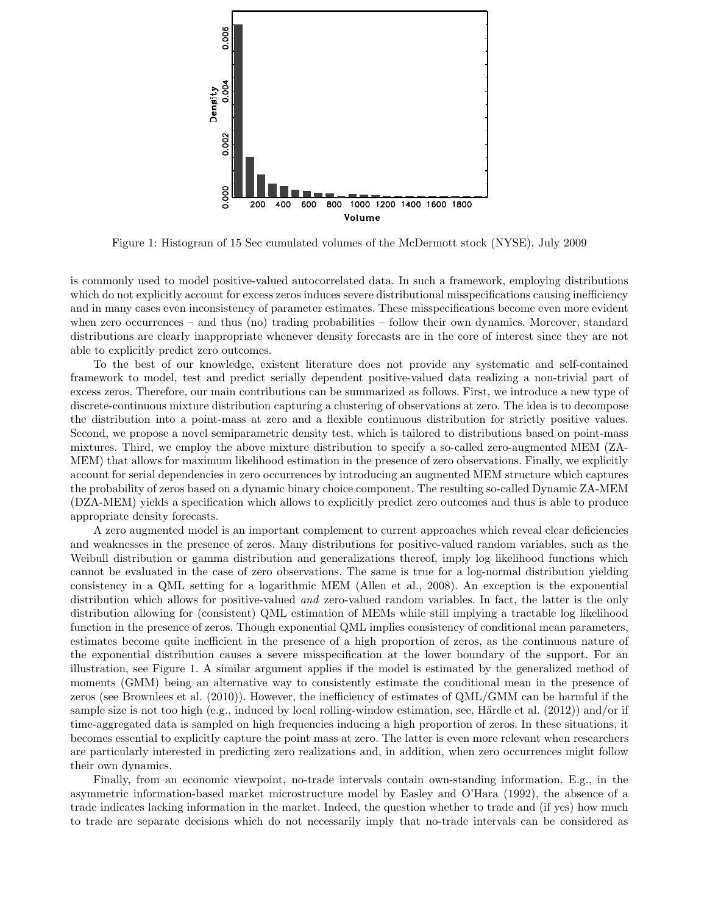Figure 1: Histogram of 15 Sec cumulated volumes of the McDermott stock (NYSE), July 2009

is commonly used to model positive-valued autocorrelated data. In such a framework, employing distributions which do not explicitly account for excess zeros induces severe distributional misspecifications causing inefficiency and in many cases even inconsistency of parameter estimates. These misspecifications become even more evident when zero occurrences – and thus (no) trading probabilities – follow their own dynamics. Moreover, standard distributions are clearly inappropriate whenever density forecasts are in the core of interest since they are not able to explicitly predict zero outcomes.

To the best of our knowledge, existent literature does not provide any systematic and self-contained framework to model, test and predict serially dependent positive-valued data realizing a non-trivial part of excess zeros. Therefore, our main contributions can be summarized as follows. First, we introduce a new type of discrete-continuous mixture distribution capturing a clustering of observations at zero. The idea is to decompose the distribution into a point-mass at zero and a flexible continuous distribution for strictly positive values. Second, we propose a novel semiparametric density test, which is tailored to distributions based on point-mass mixtures. Third, we employ the above mixture distribution to specify a so-called zero-augmented MEM (ZA-MEM) that allows for maximum likelihood estimation in the presence of zero observations. Finally, we explicitly account for serial dependencies in zero occurrences by introducing an augmented MEM structure which captures the probability of zeros based on a dynamic binary choice component. The resulting so-called Dynamic ZA-MEM (DZA-MEM) yields a specification which allows to explicitly predict zero outcomes and thus is able to produce appropriate density forecasts.

A zero augmented model is an important complement to current approaches which reveal clear deficiencies and weaknesses in the presence of zeros. Many distributions for positive-valued random variables, such as the Weibull distribution or gamma distribution and generalizations thereof, imply log likelihood functions which cannot be evaluated in the case of zero observations. The same is true for a log-normal distribution yielding consistency in a QML setting for a logarithmic MEM (Allen et al., 2008). An exception is the exponential distribution which allows for positive-valued *and* zero-valued random variables. In fact, the latter is the only distribution allowing for (consistent) QML estimation of MEMs while still implying a tractable log likelihood function in the presence of zeros. Though exponential QML implies consistency of conditional mean parameters, estimates become quite inefficient in the presence of a high proportion of zeros, as the continuous nature of the exponential distribution causes a severe misspecification at the lower boundary of the support. For an illustration, see Figure 1. A similar argument applies if the model is estimated by the generalized method of moments (GMM) being an alternative way to consistently estimate the conditional mean in the presence of zeros (see Brownlees et al. (2010)). However, the inefficiency of estimates of QML/GMM can be harmful if the sample size is not too high (e.g., induced by local rolling-window estimation, see, Härdle et al. (2012)) and/or if time-aggregated data is sampled on high frequencies inducing a high proportion of zeros. In these situations, it becomes essential to explicitly capture the point mass at zero. The latter is even more relevant when researchers are particularly interested in predicting zero realizations and, in addition, when zero occurrences might follow their own dynamics.

Finally, from an economic viewpoint, no-trade intervals contain own-standing information. E.g., in the asymmetric information-based market microstructure model by Easley and O'Hara (1992), the absence of a trade indicates lacking information in the market. Indeed, the question whether to trade and (if yes) how much to trade are separate decisions which do not necessarily imply that no-trade intervals can be considered as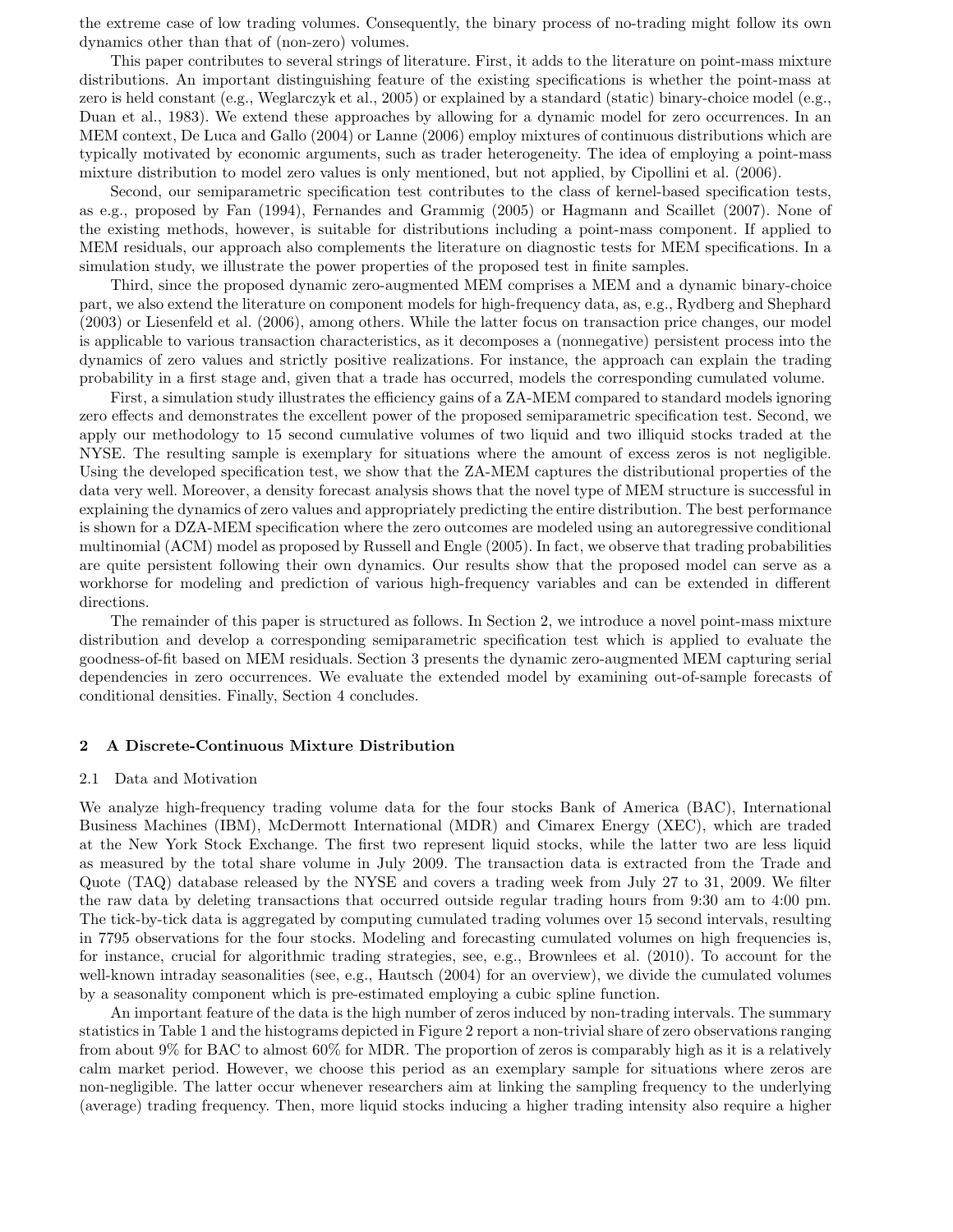the extreme case of low trading volumes. Consequently, the binary process of no-trading might follow its own dynamics other than that of (non-zero) volumes.

This paper contributes to several strings of literature. First, it adds to the literature on point-mass mixture distributions. An important distinguishing feature of the existing specifications is whether the point-mass at zero is held constant (e.g., Weglarczyk et al., 2005) or explained by a standard (static) binary-choice model (e.g., Duan et al., 1983). We extend these approaches by allowing for a dynamic model for zero occurrences. In an MEM context, De Luca and Gallo (2004) or Lanne (2006) employ mixtures of continuous distributions which are typically motivated by economic arguments, such as trader heterogeneity. The idea of employing a point-mass mixture distribution to model zero values is only mentioned, but not applied, by Cipollini et al. (2006).

Second, our semiparametric specification test contributes to the class of kernel-based specification tests, as e.g., proposed by Fan (1994), Fernandes and Grammig (2005) or Hagmann and Scaillet (2007). None of the existing methods, however, is suitable for distributions including a point-mass component. If applied to MEM residuals, our approach also complements the literature on diagnostic tests for MEM specifications. In a simulation study, we illustrate the power properties of the proposed test in finite samples.

Third, since the proposed dynamic zero-augmented MEM comprises a MEM and a dynamic binary-choice part, we also extend the literature on component models for high-frequency data, as, e.g., Rydberg and Shephard (2003) or Liesenfeld et al. (2006), among others. While the latter focus on transaction price changes, our model is applicable to various transaction characteristics, as it decomposes a (nonnegative) persistent process into the dynamics of zero values and strictly positive realizations. For instance, the approach can explain the trading probability in a first stage and, given that a trade has occurred, models the corresponding cumulated volume.

First, a simulation study illustrates the efficiency gains of a ZA-MEM compared to standard models ignoring zero effects and demonstrates the excellent power of the proposed semiparametric specification test. Second, we apply our methodology to 15 second cumulative volumes of two liquid and two illiquid stocks traded at the NYSE. The resulting sample is exemplary for situations where the amount of excess zeros is not negligible. Using the developed specification test, we show that the ZA-MEM captures the distributional properties of the data very well. Moreover, a density forecast analysis shows that the novel type of MEM structure is successful in explaining the dynamics of zero values and appropriately predicting the entire distribution. The best performance is shown for a DZA-MEM specification where the zero outcomes are modeled using an autoregressive conditional multinomial (ACM) model as proposed by Russell and Engle (2005). In fact, we observe that trading probabilities are quite persistent following their own dynamics. Our results show that the proposed model can serve as a workhorse for modeling and prediction of various high-frequency variables and can be extended in different directions.

The remainder of this paper is structured as follows. In Section 2, we introduce a novel point-mass mixture distribution and develop a corresponding semiparametric specification test which is applied to evaluate the goodness-of-fit based on MEM residuals. Section 3 presents the dynamic zero-augmented MEM capturing serial dependencies in zero occurrences. We evaluate the extended model by examining out-of-sample forecasts of conditional densities. Finally, Section 4 concludes.

## 2 A Discrete-Continuous Mixture Distribution

### 2.1 Data and Motivation

We analyze high-frequency trading volume data for the four stocks Bank of America (BAC), International Business Machines (IBM), McDermott International (MDR) and Cimarex Energy (XEC), which are traded at the New York Stock Exchange. The first two represent liquid stocks, while the latter two are less liquid as measured by the total share volume in July 2009. The transaction data is extracted from the Trade and Quote (TAQ) database released by the NYSE and covers a trading week from July 27 to 31, 2009. We filter the raw data by deleting transactions that occurred outside regular trading hours from 9:30 am to 4:00 pm. The tick-by-tick data is aggregated by computing cumulated trading volumes over 15 second intervals, resulting in 7795 observations for the four stocks. Modeling and forecasting cumulated volumes on high frequencies is, for instance, crucial for algorithmic trading strategies, see, e.g., Brownlees et al. (2010). To account for the well-known intraday seasonalities (see, e.g., Hautsch (2004) for an overview), we divide the cumulated volumes by a seasonality component which is pre-estimated employing a cubic spline function.

An important feature of the data is the high number of zeros induced by non-trading intervals. The summary statistics in Table 1 and the histograms depicted in Figure 2 report a non-trivial share of zero observations ranging from about 9% for BAC to almost 60% for MDR. The proportion of zeros is comparably high as it is a relatively calm market period. However, we choose this period as an exemplary sample for situations where zeros are non-negligible. The latter occur whenever researchers aim at linking the sampling frequency to the underlying (average) trading frequency. Then, more liquid stocks inducing a higher trading intensity also require a higher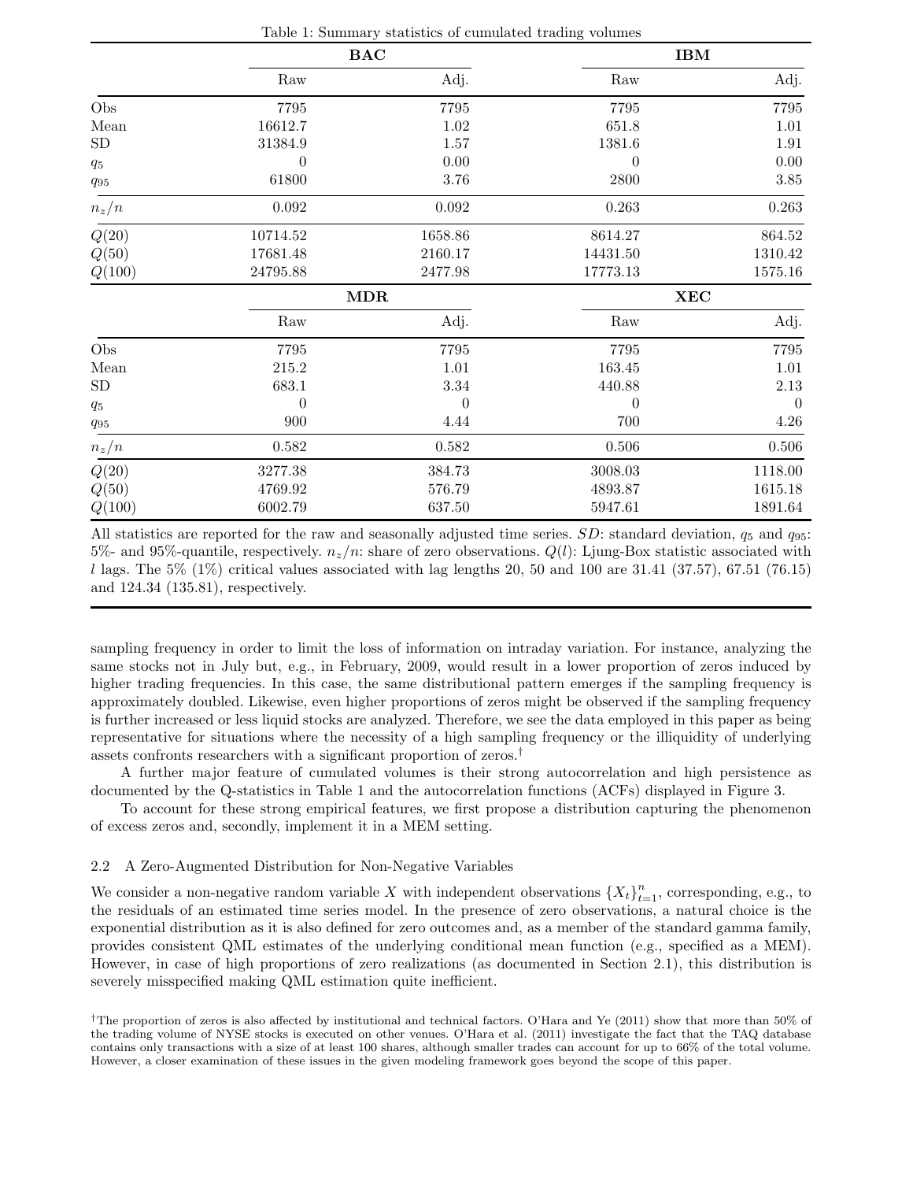Table 1: Summary statistics of cumulated trading volumes

| | **BAC** | | **IBM** | |
|---|---|---|---|---|
| | Raw | Adj. | Raw | Adj. |
| Obs | 7795 | 7795 | 7795 | 7795 |
| Mean | 16612.7 | 1.02 | 651.8 | 1.01 |
| SD | 31384.9 | 1.57 | 1381.6 | 1.91 |
| $q_5$ | 0 | 0.00 | 0 | 0.00 |
| $q_{95}$ | 61800 | 3.76 | 2800 | 3.85 |
| $n_z/n$ | 0.092 | 0.092 | 0.263 | 0.263 |
| $Q(20)$ | 10714.52 | 1658.86 | 8614.27 | 864.52 |
| $Q(50)$ | 17681.48 | 2160.17 | 14431.50 | 1310.42 |
| $Q(100)$ | 24795.88 | 2477.98 | 17773.13 | 1575.16 |
| | **MDR** | | **XEC** | |
| | Raw | Adj. | Raw | Adj. |
| Obs | 7795 | 7795 | 7795 | 7795 |
| Mean | 215.2 | 1.01 | 163.45 | 1.01 |
| SD | 683.1 | 3.34 | 440.88 | 2.13 |
| $q_5$ | 0 | 0 | 0 | 0 |
| $q_{95}$ | 900 | 4.44 | 700 | 4.26 |
| $n_z/n$ | 0.582 | 0.582 | 0.506 | 0.506 |
| $Q(20)$ | 3277.38 | 384.73 | 3008.03 | 1118.00 |
| $Q(50)$ | 4769.92 | 576.79 | 4893.87 | 1615.18 |
| $Q(100)$ | 6002.79 | 637.50 | 5947.61 | 1891.64 |

All statistics are reported for the raw and seasonally adjusted time series. $SD$: standard deviation, $q_5$ and $q_{95}$: 5%- and 95%-quantile, respectively. $n_z/n$: share of zero observations. $Q(l)$: Ljung-Box statistic associated with $l$ lags. The 5% (1%) critical values associated with lag lengths 20, 50 and 100 are 31.41 (37.57), 67.51 (76.15) and 124.34 (135.81), respectively.

sampling frequency in order to limit the loss of information on intraday variation. For instance, analyzing the same stocks not in July but, e.g., in February, 2009, would result in a lower proportion of zeros induced by higher trading frequencies. In this case, the same distributional pattern emerges if the sampling frequency is approximately doubled. Likewise, even higher proportions of zeros might be observed if the sampling frequency is further increased or less liquid stocks are analyzed. Therefore, we see the data employed in this paper as being representative for situations where the necessity of a high sampling frequency or the illiquidity of underlying assets confronts researchers with a significant proportion of zeros.[†]

A further major feature of cumulated volumes is their strong autocorrelation and high persistence as documented by the Q-statistics in Table 1 and the autocorrelation functions (ACFs) displayed in Figure 3.

To account for these strong empirical features, we first propose a distribution capturing the phenomenon of excess zeros and, secondly, implement it in a MEM setting.

### 2.2 A Zero-Augmented Distribution for Non-Negative Variables

We consider a non-negative random variable $X$ with independent observations $\{X_t\}_{t=1}^n$, corresponding, e.g., to the residuals of an estimated time series model. In the presence of zero observations, a natural choice is the exponential distribution as it is also defined for zero outcomes and, as a member of the standard gamma family, provides consistent QML estimates of the underlying conditional mean function (e.g., specified as a MEM). However, in case of high proportions of zero realizations (as documented in Section 2.1), this distribution is severely misspecified making QML estimation quite inefficient.

[†]The proportion of zeros is also affected by institutional and technical factors. O'Hara and Ye (2011) show that more than 50% of the trading volume of NYSE stocks is executed on other venues. O'Hara et al. (2011) investigate the fact that the TAQ database contains only transactions with a size of at least 100 shares, although smaller trades can account for up to 66% of the total volume. However, a closer examination of these issues in the given modeling framework goes beyond the scope of this paper.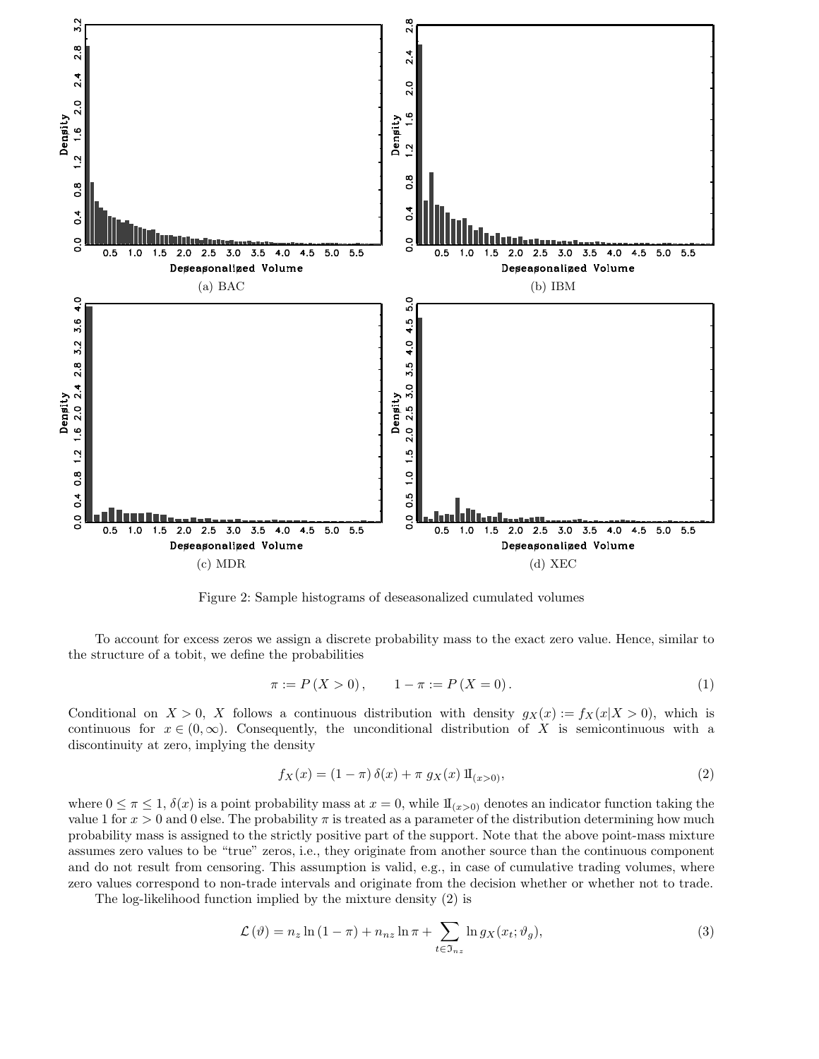(a) BAC

(b) IBM

(c) MDR

(d) XEC

Figure 2: Sample histograms of deseasonalized cumulated volumes

To account for excess zeros we assign a discrete probability mass to the exact zero value. Hence, similar to the structure of a tobit, we define the probabilities

$$\pi := P\left(X > 0\right), \qquad 1 - \pi := P\left(X = 0\right). \tag{1}$$

Conditional on $X > 0$, $X$ follows a continuous distribution with density $g_X(x) := f_X(x|X > 0)$, which is continuous for $x \in (0, \infty)$. Consequently, the unconditional distribution of $X$ is semicontinuous with a discontinuity at zero, implying the density

$$f_X(x) = (1 - \pi)\,\delta(x) + \pi\; g_X(x)\,\mathbb{I}_{(x>0)}, \tag{2}$$

where $0 \leq \pi \leq 1$, $\delta(x)$ is a point probability mass at $x = 0$, while $\mathbb{I}_{(x>0)}$ denotes an indicator function taking the value 1 for $x > 0$ and 0 else. The probability $\pi$ is treated as a parameter of the distribution determining how much probability mass is assigned to the strictly positive part of the support. Note that the above point-mass mixture assumes zero values to be "true" zeros, i.e., they originate from another source than the continuous component and do not result from censoring. This assumption is valid, e.g., in case of cumulative trading volumes, where zero values correspond to non-trade intervals and originate from the decision whether or whether not to trade.

The log-likelihood function implied by the mixture density (2) is

$$\mathcal{L}\left(\vartheta\right) = n_z \ln\left(1 - \pi\right) + n_{nz} \ln \pi + \sum_{t \in \Im_{nz}} \ln g_X(x_t; \vartheta_g), \tag{3}$$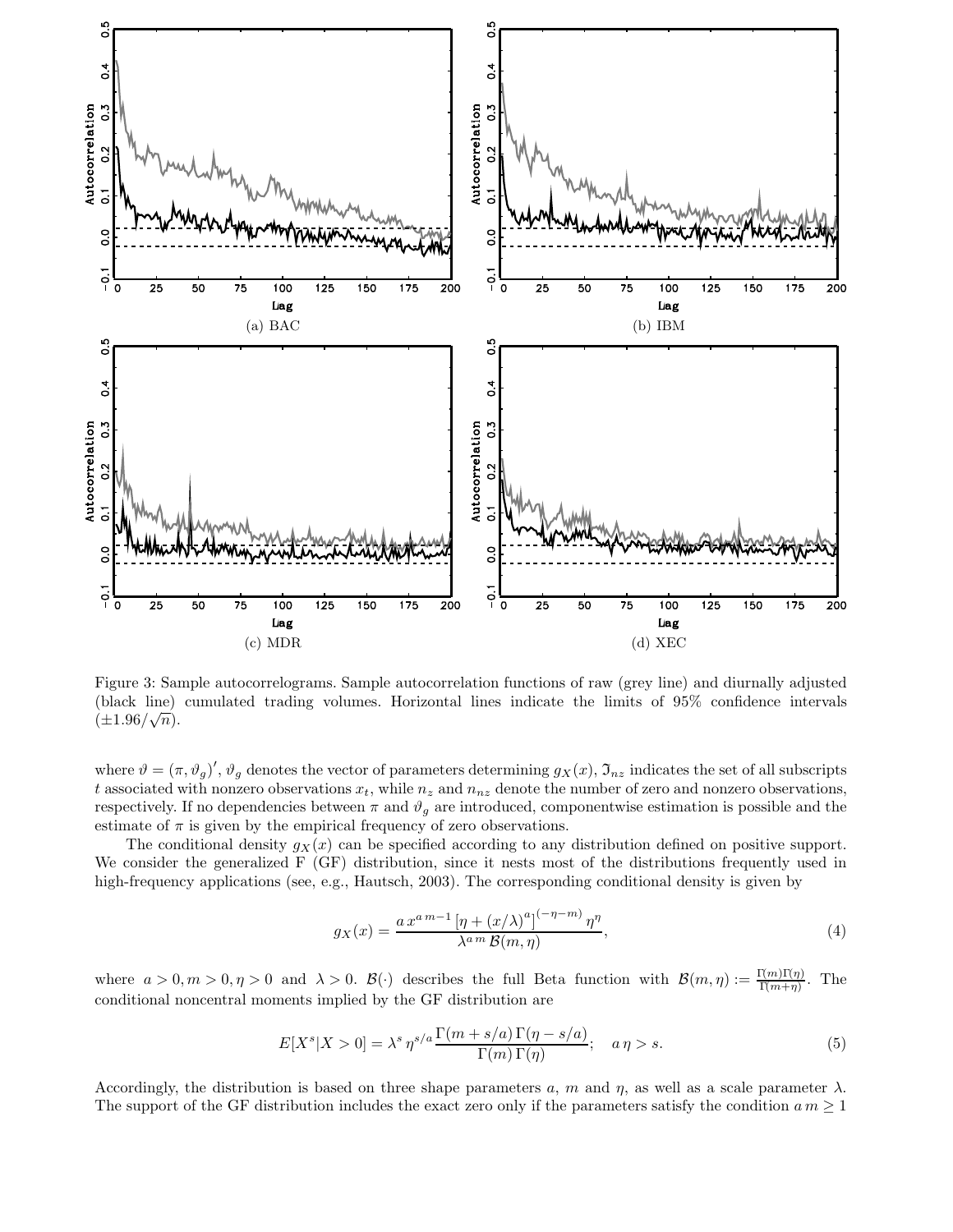(a) BAC

(b) IBM

(c) MDR

(d) XEC

Figure 3: Sample autocorrelograms. Sample autocorrelation functions of raw (grey line) and diurnally adjusted (black line) cumulated trading volumes. Horizontal lines indicate the limits of 95% confidence intervals ($\pm 1.96/\sqrt{n}$).

where $\vartheta = (\pi, \vartheta_g)'$, $\vartheta_g$ denotes the vector of parameters determining $g_X(x)$, $\Im_{nz}$ indicates the set of all subscripts $t$ associated with nonzero observations $x_t$, while $n_z$ and $n_{nz}$ denote the number of zero and nonzero observations, respectively. If no dependencies between $\pi$ and $\vartheta_g$ are introduced, componentwise estimation is possible and the estimate of $\pi$ is given by the empirical frequency of zero observations.

The conditional density $g_X(x)$ can be specified according to any distribution defined on positive support. We consider the generalized F (GF) distribution, since it nests most of the distributions frequently used in high-frequency applications (see, e.g., Hautsch, 2003). The corresponding conditional density is given by

$$g_X(x) = \frac{a\, x^{a\, m-1} \left[\eta + (x/\lambda)^a\right]^{(-\eta-m)} \eta^{\eta}}{\lambda^{a\, m}\, \mathcal{B}(m, \eta)}, \tag{4}$$

where $a > 0, m > 0, \eta > 0$ and $\lambda > 0$. $\mathcal{B}(\cdot)$ describes the full Beta function with $\mathcal{B}(m, \eta) := \frac{\Gamma(m)\Gamma(\eta)}{\Gamma(m+\eta)}$. The conditional noncentral moments implied by the GF distribution are

$$E[X^s|X > 0] = \lambda^s\, \eta^{s/a} \frac{\Gamma(m + s/a)\, \Gamma(\eta - s/a)}{\Gamma(m)\, \Gamma(\eta)}; \quad a\, \eta > s. \tag{5}$$

Accordingly, the distribution is based on three shape parameters $a$, $m$ and $\eta$, as well as a scale parameter $\lambda$. The support of the GF distribution includes the exact zero only if the parameters satisfy the condition $a\, m \geq 1$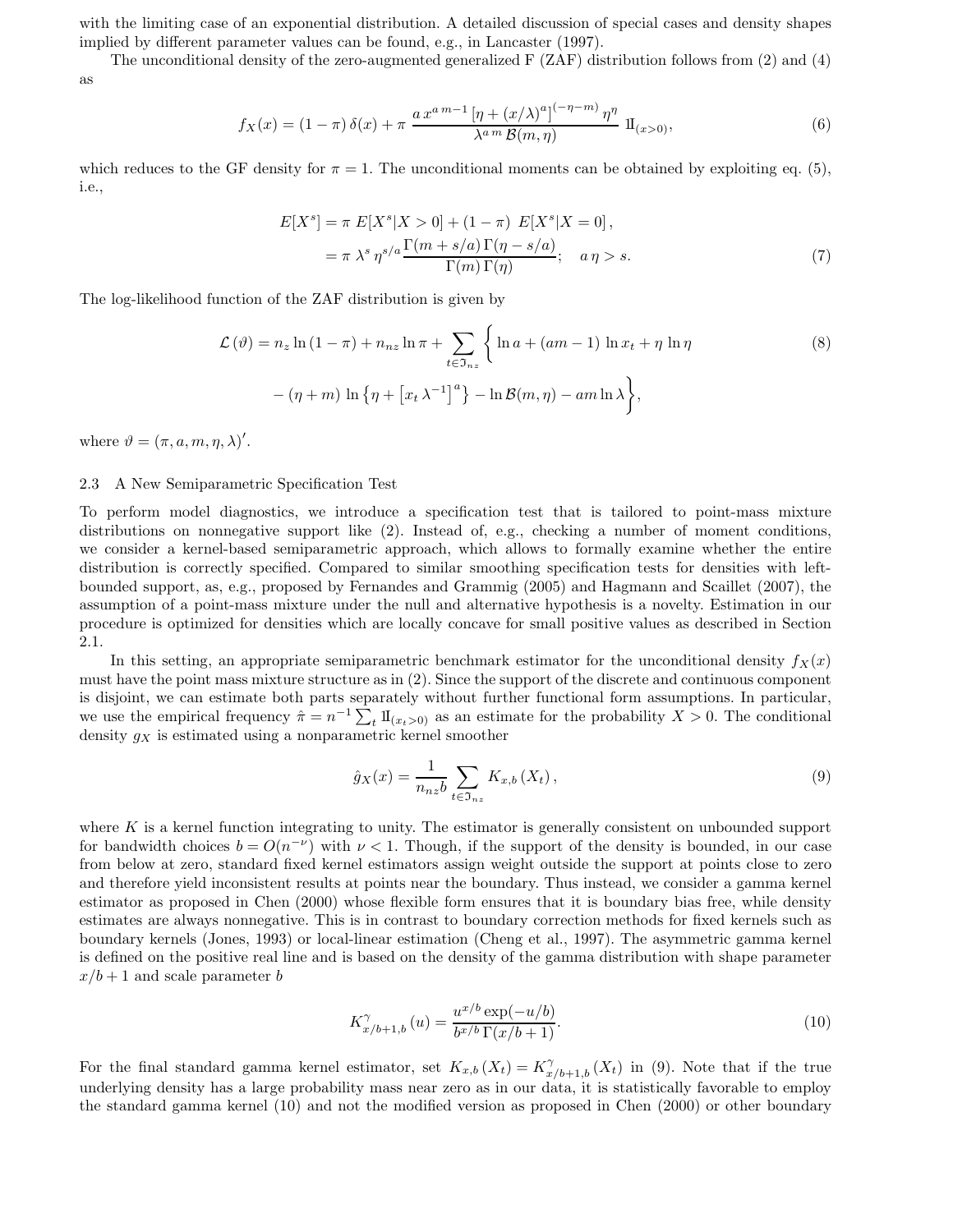with the limiting case of an exponential distribution. A detailed discussion of special cases and density shapes implied by different parameter values can be found, e.g., in Lancaster (1997).

The unconditional density of the zero-augmented generalized F (ZAF) distribution follows from (2) and (4) as

$$f_X(x) = (1-\pi)\,\delta(x) + \pi\,\frac{a\,x^{a\,m-1}\,[\eta + (x/\lambda)^a]^{(-\eta-m)}\,\eta^\eta}{\lambda^{a\,m}\,\mathcal{B}(m,\eta)}\,\mathbb{1}_{(x>0)}, \tag{6}$$

which reduces to the GF density for $\pi = 1$. The unconditional moments can be obtained by exploiting eq. (5), i.e.,

$$\begin{aligned} E[X^s] &= \pi\; E[X^s|X>0] + (1-\pi)\;\; E[X^s|X=0]\,, \\ &= \pi\;\lambda^s\,\eta^{s/a}\frac{\Gamma(m+s/a)\,\Gamma(\eta-s/a)}{\Gamma(m)\,\Gamma(\eta)}; \quad a\,\eta > s. \end{aligned} \tag{7}$$

The log-likelihood function of the ZAF distribution is given by

$$\begin{aligned} \mathcal{L}(\vartheta) = n_z \ln(1-\pi) + n_{nz}\ln\pi + \sum_{t\in\Im_{nz}} \Big\{ &\ln a + (am-1)\,\ln x_t + \eta\,\ln\eta \\ &- (\eta+m)\,\ln\left\{\eta + \left[x_t\,\lambda^{-1}\right]^a\right\} - \ln\mathcal{B}(m,\eta) - am\ln\lambda \Big\}, \end{aligned} \tag{8}$$

where $\vartheta = (\pi, a, m, \eta, \lambda)'$.

### 2.3 A New Semiparametric Specification Test

To perform model diagnostics, we introduce a specification test that is tailored to point-mass mixture distributions on nonnegative support like (2). Instead of, e.g., checking a number of moment conditions, we consider a kernel-based semiparametric approach, which allows to formally examine whether the entire distribution is correctly specified. Compared to similar smoothing specification tests for densities with left-bounded support, as, e.g., proposed by Fernandes and Grammig (2005) and Hagmann and Scaillet (2007), the assumption of a point-mass mixture under the null and alternative hypothesis is a novelty. Estimation in our procedure is optimized for densities which are locally concave for small positive values as described in Section 2.1.

In this setting, an appropriate semiparametric benchmark estimator for the unconditional density $f_X(x)$ must have the point mass mixture structure as in (2). Since the support of the discrete and continuous component is disjoint, we can estimate both parts separately without further functional form assumptions. In particular, we use the empirical frequency $\hat{\pi} = n^{-1}\sum_t \mathbb{1}_{(x_t>0)}$ as an estimate for the probability $X > 0$. The conditional density $g_X$ is estimated using a nonparametric kernel smoother

$$\hat{g}_X(x) = \frac{1}{n_{nz}b}\sum_{t\in\Im_{nz}} K_{x,b}\left(X_t\right), \tag{9}$$

where $K$ is a kernel function integrating to unity. The estimator is generally consistent on unbounded support for bandwidth choices $b = O(n^{-\nu})$ with $\nu < 1$. Though, if the support of the density is bounded, in our case from below at zero, standard fixed kernel estimators assign weight outside the support at points close to zero and therefore yield inconsistent results at points near the boundary. Thus instead, we consider a gamma kernel estimator as proposed in Chen (2000) whose flexible form ensures that it is boundary bias free, while density estimates are always nonnegative. This is in contrast to boundary correction methods for fixed kernels such as boundary kernels (Jones, 1993) or local-linear estimation (Cheng et al., 1997). The asymmetric gamma kernel is defined on the positive real line and is based on the density of the gamma distribution with shape parameter $x/b + 1$ and scale parameter $b$

$$K^\gamma_{x/b+1,b}\left(u\right) = \frac{u^{x/b}\exp(-u/b)}{b^{x/b}\,\Gamma(x/b+1)}. \tag{10}$$

For the final standard gamma kernel estimator, set $K_{x,b}\left(X_t\right) = K^\gamma_{x/b+1,b}\left(X_t\right)$ in (9). Note that if the true underlying density has a large probability mass near zero as in our data, it is statistically favorable to employ the standard gamma kernel (10) and not the modified version as proposed in Chen (2000) or other boundary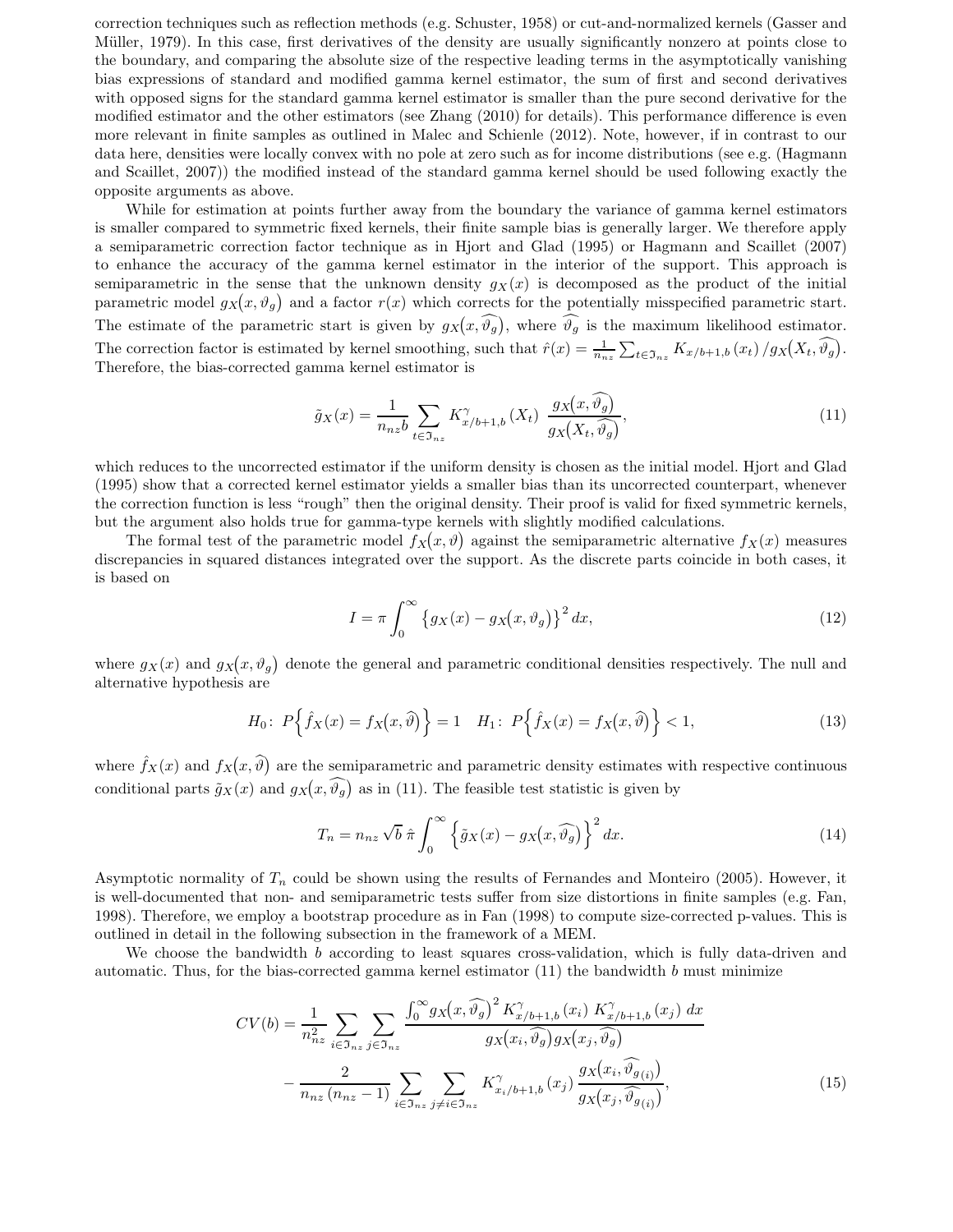correction techniques such as reflection methods (e.g. Schuster, 1958) or cut-and-normalized kernels (Gasser and Müller, 1979). In this case, first derivatives of the density are usually significantly nonzero at points close to the boundary, and comparing the absolute size of the respective leading terms in the asymptotically vanishing bias expressions of standard and modified gamma kernel estimator, the sum of first and second derivatives with opposed signs for the standard gamma kernel estimator is smaller than the pure second derivative for the modified estimator and the other estimators (see Zhang (2010) for details). This performance difference is even more relevant in finite samples as outlined in Malec and Schienle (2012). Note, however, if in contrast to our data here, densities were locally convex with no pole at zero such as for income distributions (see e.g. (Hagmann and Scaillet, 2007)) the modified instead of the standard gamma kernel should be used following exactly the opposite arguments as above.

While for estimation at points further away from the boundary the variance of gamma kernel estimators is smaller compared to symmetric fixed kernels, their finite sample bias is generally larger. We therefore apply a semiparametric correction factor technique as in Hjort and Glad (1995) or Hagmann and Scaillet (2007) to enhance the accuracy of the gamma kernel estimator in the interior of the support. This approach is semiparametric in the sense that the unknown density $g_X(x)$ is decomposed as the product of the initial parametric model $g_X\big(x, \vartheta_g\big)$ and a factor $r(x)$ which corrects for the potentially misspecified parametric start. The estimate of the parametric start is given by $g_X\big(x, \widehat{\vartheta_g}\big)$, where $\widehat{\vartheta_g}$ is the maximum likelihood estimator. The correction factor is estimated by kernel smoothing, such that $\hat{r}(x) = \frac{1}{n_{nz}} \sum_{t \in \mathfrak{I}_{nz}} K_{x/b+1,b}\,(x_t)\,/ g_X\big(X_t, \widehat{\vartheta_g}\big)$. Therefore, the bias-corrected gamma kernel estimator is

$$\tilde{g}_X(x) = \frac{1}{n_{nz} b} \sum_{t \in \mathfrak{I}_{nz}} K^{\gamma}_{x/b+1,b}\,(X_t)\;\frac{g_X\big(x, \widehat{\vartheta_g}\big)}{g_X\big(X_t, \widehat{\vartheta_g}\big)}, \tag{11}$$

which reduces to the uncorrected estimator if the uniform density is chosen as the initial model. Hjort and Glad (1995) show that a corrected kernel estimator yields a smaller bias than its uncorrected counterpart, whenever the correction function is less "rough" then the original density. Their proof is valid for fixed symmetric kernels, but the argument also holds true for gamma-type kernels with slightly modified calculations.

The formal test of the parametric model $f_X\big(x, \vartheta\big)$ against the semiparametric alternative $f_X(x)$ measures discrepancies in squared distances integrated over the support. As the discrete parts coincide in both cases, it is based on

$$I = \pi \int_0^{\infty} \big\{ g_X(x) - g_X\big(x, \vartheta_g\big) \big\}^2 \, dx, \tag{12}$$

where $g_X(x)$ and $g_X\big(x, \vartheta_g\big)$ denote the general and parametric conditional densities respectively. The null and alternative hypothesis are

$$H_0\colon\; P\Big\{ \hat{f}_X(x) = f_X\big(x, \widehat{\vartheta}\big) \Big\} = 1 \quad H_1\colon\; P\Big\{ \hat{f}_X(x) = f_X\big(x, \widehat{\vartheta}\big) \Big\} < 1, \tag{13}$$

where $\hat{f}_X(x)$ and $f_X\big(x, \widehat{\vartheta}\big)$ are the semiparametric and parametric density estimates with respective continuous conditional parts $\tilde{g}_X(x)$ and $g_X\big(x, \widehat{\vartheta_g}\big)$ as in (11). The feasible test statistic is given by

$$T_n = n_{nz}\,\sqrt{b}\;\hat{\pi} \int_0^{\infty} \Big\{ \tilde{g}_X(x) - g_X\big(x, \widehat{\vartheta_g}\big) \Big\}^2 \, dx. \tag{14}$$

Asymptotic normality of $T_n$ could be shown using the results of Fernandes and Monteiro (2005). However, it is well-documented that non- and semiparametric tests suffer from size distortions in finite samples (e.g. Fan, 1998). Therefore, we employ a bootstrap procedure as in Fan (1998) to compute size-corrected p-values. This is outlined in detail in the following subsection in the framework of a MEM.

We choose the bandwidth $b$ according to least squares cross-validation, which is fully data-driven and automatic. Thus, for the bias-corrected gamma kernel estimator (11) the bandwidth $b$ must minimize

$$\begin{aligned} CV(b) = {} & \frac{1}{n_{nz}^2} \sum_{i \in \mathfrak{I}_{nz}} \sum_{j \in \mathfrak{I}_{nz}} \frac{\int_0^{\infty} g_X\big(x, \widehat{\vartheta_g}\big)^2\, K^{\gamma}_{x/b+1,b}\,(x_i)\; K^{\gamma}_{x/b+1,b}\,(x_j)\; dx}{g_X\big(x_i, \widehat{\vartheta_g}\big) g_X\big(x_j, \widehat{\vartheta_g}\big)} \\ & - \frac{2}{n_{nz}\,(n_{nz} - 1)} \sum_{i \in \mathfrak{I}_{nz}} \sum_{j \neq i \in \mathfrak{I}_{nz}} K^{\gamma}_{x_i/b+1,b}\,(x_j)\; \frac{g_X\big(x_i, \widehat{\vartheta_{g(i)}}\big)}{g_X\big(x_j, \widehat{\vartheta_{g(i)}}\big)}, \end{aligned} \tag{15}$$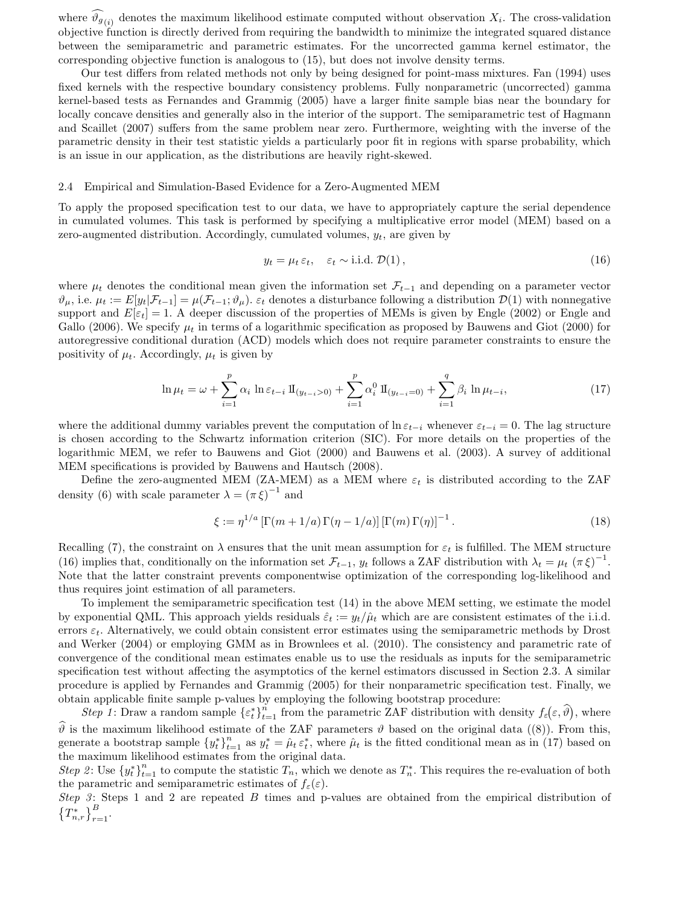where $\widehat{\vartheta}_{g(i)}$ denotes the maximum likelihood estimate computed without observation $X_i$. The cross-validation objective function is directly derived from requiring the bandwidth to minimize the integrated squared distance between the semiparametric and parametric estimates. For the uncorrected gamma kernel estimator, the corresponding objective function is analogous to (15), but does not involve density terms.

Our test differs from related methods not only by being designed for point-mass mixtures. Fan (1994) uses fixed kernels with the respective boundary consistency problems. Fully nonparametric (uncorrected) gamma kernel-based tests as Fernandes and Grammig (2005) have a larger finite sample bias near the boundary for locally concave densities and generally also in the interior of the support. The semiparametric test of Hagmann and Scaillet (2007) suffers from the same problem near zero. Furthermore, weighting with the inverse of the parametric density in their test statistic yields a particularly poor fit in regions with sparse probability, which is an issue in our application, as the distributions are heavily right-skewed.

### 2.4 Empirical and Simulation-Based Evidence for a Zero-Augmented MEM

To apply the proposed specification test to our data, we have to appropriately capture the serial dependence in cumulated volumes. This task is performed by specifying a multiplicative error model (MEM) based on a zero-augmented distribution. Accordingly, cumulated volumes, $y_t$, are given by

$$y_t = \mu_t \, \varepsilon_t, \quad \varepsilon_t \sim \text{i.i.d. } \mathcal{D}(1)\,, \tag{16}$$

where $\mu_t$ denotes the conditional mean given the information set $\mathcal{F}_{t-1}$ and depending on a parameter vector $\vartheta_\mu$, i.e. $\mu_t := E[y_t|\mathcal{F}_{t-1}] = \mu(\mathcal{F}_{t-1}; \vartheta_\mu)$. $\varepsilon_t$ denotes a disturbance following a distribution $\mathcal{D}(1)$ with nonnegative support and $E[\varepsilon_t] = 1$. A deeper discussion of the properties of MEMs is given by Engle (2002) or Engle and Gallo (2006). We specify $\mu_t$ in terms of a logarithmic specification as proposed by Bauwens and Giot (2000) for autoregressive conditional duration (ACD) models which does not require parameter constraints to ensure the positivity of $\mu_t$. Accordingly, $\mu_t$ is given by

$$\ln \mu_t = \omega + \sum_{i=1}^{p} \alpha_i \, \ln \varepsilon_{t-i} \, \mathrm{I\!I}_{(y_{t-i}>0)} + \sum_{i=1}^{p} \alpha_i^0 \, \mathrm{I\!I}_{(y_{t-i}=0)} + \sum_{i=1}^{q} \beta_i \, \ln \mu_{t-i}, \tag{17}$$

where the additional dummy variables prevent the computation of $\ln \varepsilon_{t-i}$ whenever $\varepsilon_{t-i} = 0$. The lag structure is chosen according to the Schwartz information criterion (SIC). For more details on the properties of the logarithmic MEM, we refer to Bauwens and Giot (2000) and Bauwens et al. (2003). A survey of additional MEM specifications is provided by Bauwens and Hautsch (2008).

Define the zero-augmented MEM (ZA-MEM) as a MEM where $\varepsilon_t$ is distributed according to the ZAF density (6) with scale parameter $\lambda = (\pi\,\xi)^{-1}$ and

$$\xi := \eta^{1/a} \left[\Gamma(m + 1/a)\,\Gamma(\eta - 1/a)\right] \left[\Gamma(m)\,\Gamma(\eta)\right]^{-1}. \tag{18}$$

Recalling (7), the constraint on $\lambda$ ensures that the unit mean assumption for $\varepsilon_t$ is fulfilled. The MEM structure (16) implies that, conditionally on the information set $\mathcal{F}_{t-1}$, $y_t$ follows a ZAF distribution with $\lambda_t = \mu_t \; (\pi\,\xi)^{-1}$. Note that the latter constraint prevents componentwise optimization of the corresponding log-likelihood and thus requires joint estimation of all parameters.

To implement the semiparametric specification test (14) in the above MEM setting, we estimate the model by exponential QML. This approach yields residuals $\hat{\varepsilon}_t := y_t/\hat{\mu}_t$ which are are consistent estimates of the i.i.d. errors $\varepsilon_t$. Alternatively, we could obtain consistent error estimates using the semiparametric methods by Drost and Werker (2004) or employing GMM as in Brownlees et al. (2010). The consistency and parametric rate of convergence of the conditional mean estimates enable us to use the residuals as inputs for the semiparametric specification test without affecting the asymptotics of the kernel estimators discussed in Section 2.3. A similar procedure is applied by Fernandes and Grammig (2005) for their nonparametric specification test. Finally, we obtain applicable finite sample p-values by employing the following bootstrap procedure:

*Step 1*: Draw a random sample $\{\varepsilon_t^*\}_{t=1}^n$ from the parametric ZAF distribution with density $f_\varepsilon\big(\varepsilon, \widehat{\vartheta}\big)$, where $\widehat{\vartheta}$ is the maximum likelihood estimate of the ZAF parameters $\vartheta$ based on the original data ((8)). From this, generate a bootstrap sample $\{y_t^*\}_{t=1}^n$ as $y_t^* = \hat{\mu}_t\,\varepsilon_t^*$, where $\hat{\mu}_t$ is the fitted conditional mean as in (17) based on the maximum likelihood estimates from the original data.

*Step 2*: Use $\{y_t^*\}_{t=1}^n$ to compute the statistic $T_n$, which we denote as $T_n^*$. This requires the re-evaluation of both the parametric and semiparametric estimates of $f_\varepsilon(\varepsilon)$.

*Step 3*: Steps 1 and 2 are repeated $B$ times and p-values are obtained from the empirical distribution of $\left\{T_{n,r}^*\right\}_{r=1}^{B}$.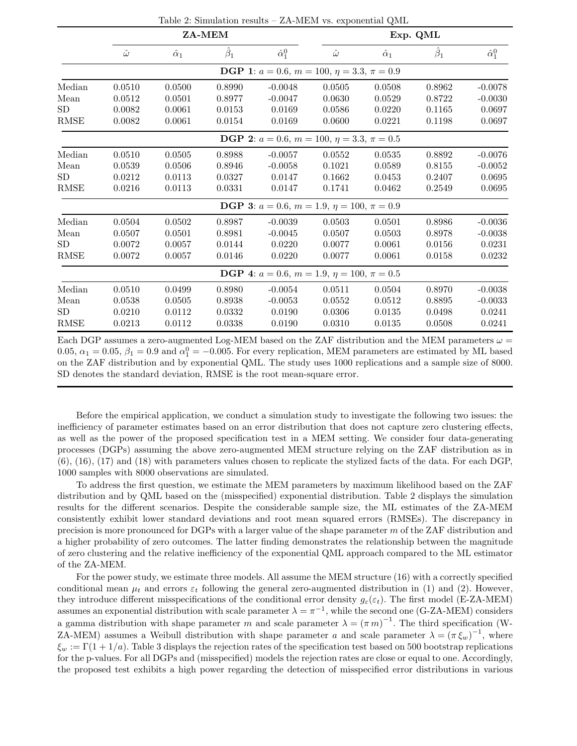Table 2: Simulation results – ZA-MEM vs. exponential QML

| | ZA-MEM | | | | Exp. QML | | | |
|---|---|---|---|---|---|---|---|---|
| | $\hat{\omega}$ | $\hat{\alpha}_1$ | $\hat{\beta}_1$ | $\hat{\alpha}_1^0$ | $\hat{\omega}$ | $\hat{\alpha}_1$ | $\hat{\beta}_1$ | $\hat{\alpha}_1^0$ |
| **DGP 1**: $a = 0.6$, $m = 100$, $\eta = 3.3$, $\pi = 0.9$ | | | | | | | | |
| Median | 0.0510 | 0.0500 | 0.8990 | -0.0048 | 0.0505 | 0.0508 | 0.8962 | -0.0078 |
| Mean | 0.0512 | 0.0501 | 0.8977 | -0.0047 | 0.0630 | 0.0529 | 0.8722 | -0.0030 |
| SD | 0.0082 | 0.0061 | 0.0153 | 0.0169 | 0.0586 | 0.0220 | 0.1165 | 0.0697 |
| RMSE | 0.0082 | 0.0061 | 0.0154 | 0.0169 | 0.0600 | 0.0221 | 0.1198 | 0.0697 |
| **DGP 2**: $a = 0.6$, $m = 100$, $\eta = 3.3$, $\pi = 0.5$ | | | | | | | | |
| Median | 0.0510 | 0.0505 | 0.8988 | -0.0057 | 0.0552 | 0.0535 | 0.8892 | -0.0076 |
| Mean | 0.0539 | 0.0506 | 0.8946 | -0.0058 | 0.1021 | 0.0589 | 0.8155 | -0.0052 |
| SD | 0.0212 | 0.0113 | 0.0327 | 0.0147 | 0.1662 | 0.0453 | 0.2407 | 0.0695 |
| RMSE | 0.0216 | 0.0113 | 0.0331 | 0.0147 | 0.1741 | 0.0462 | 0.2549 | 0.0695 |
| **DGP 3**: $a = 0.6$, $m = 1.9$, $\eta = 100$, $\pi = 0.9$ | | | | | | | | |
| Median | 0.0504 | 0.0502 | 0.8987 | -0.0039 | 0.0503 | 0.0501 | 0.8986 | -0.0036 |
| Mean | 0.0507 | 0.0501 | 0.8981 | -0.0045 | 0.0507 | 0.0503 | 0.8978 | -0.0038 |
| SD | 0.0072 | 0.0057 | 0.0144 | 0.0220 | 0.0077 | 0.0061 | 0.0156 | 0.0231 |
| RMSE | 0.0072 | 0.0057 | 0.0146 | 0.0220 | 0.0077 | 0.0061 | 0.0158 | 0.0232 |
| **DGP 4**: $a = 0.6$, $m = 1.9$, $\eta = 100$, $\pi = 0.5$ | | | | | | | | |
| Median | 0.0510 | 0.0499 | 0.8980 | -0.0054 | 0.0511 | 0.0504 | 0.8970 | -0.0038 |
| Mean | 0.0538 | 0.0505 | 0.8938 | -0.0053 | 0.0552 | 0.0512 | 0.8895 | -0.0033 |
| SD | 0.0210 | 0.0112 | 0.0332 | 0.0190 | 0.0306 | 0.0135 | 0.0498 | 0.0241 |
| RMSE | 0.0213 | 0.0112 | 0.0338 | 0.0190 | 0.0310 | 0.0135 | 0.0508 | 0.0241 |

Each DGP assumes a zero-augmented Log-MEM based on the ZAF distribution and the MEM parameters $\omega = 0.05$, $\alpha_1 = 0.05$, $\beta_1 = 0.9$ and $\alpha_1^0 = -0.005$. For every replication, MEM parameters are estimated by ML based on the ZAF distribution and by exponential QML. The study uses 1000 replications and a sample size of 8000. SD denotes the standard deviation, RMSE is the root mean-square error.

Before the empirical application, we conduct a simulation study to investigate the following two issues: the inefficiency of parameter estimates based on an error distribution that does not capture zero clustering effects, as well as the power of the proposed specification test in a MEM setting. We consider four data-generating processes (DGPs) assuming the above zero-augmented MEM structure relying on the ZAF distribution as in (6), (16), (17) and (18) with parameters values chosen to replicate the stylized facts of the data. For each DGP, 1000 samples with 8000 observations are simulated.

To address the first question, we estimate the MEM parameters by maximum likelihood based on the ZAF distribution and by QML based on the (misspecified) exponential distribution. Table 2 displays the simulation results for the different scenarios. Despite the considerable sample size, the ML estimates of the ZA-MEM consistently exhibit lower standard deviations and root mean squared errors (RMSEs). The discrepancy in precision is more pronounced for DGPs with a larger value of the shape parameter $m$ of the ZAF distribution and a higher probability of zero outcomes. The latter finding demonstrates the relationship between the magnitude of zero clustering and the relative inefficiency of the exponential QML approach compared to the ML estimator of the ZA-MEM.

For the power study, we estimate three models. All assume the MEM structure (16) with a correctly specified conditional mean $\mu_t$ and errors $\varepsilon_t$ following the general zero-augmented distribution in (1) and (2). However, they introduce different misspecifications of the conditional error density $g_\varepsilon(\varepsilon_t)$. The first model (E-ZA-MEM) assumes an exponential distribution with scale parameter $\lambda = \pi^{-1}$, while the second one (G-ZA-MEM) considers a gamma distribution with shape parameter $m$ and scale parameter $\lambda = (\pi\, m)^{-1}$. The third specification (W-ZA-MEM) assumes a Weibull distribution with shape parameter $a$ and scale parameter $\lambda = (\pi\, \xi_w)^{-1}$, where $\xi_w := \Gamma(1 + 1/a)$. Table 3 displays the rejection rates of the specification test based on 500 bootstrap replications for the p-values. For all DGPs and (misspecified) models the rejection rates are close or equal to one. Accordingly, the proposed test exhibits a high power regarding the detection of misspecified error distributions in various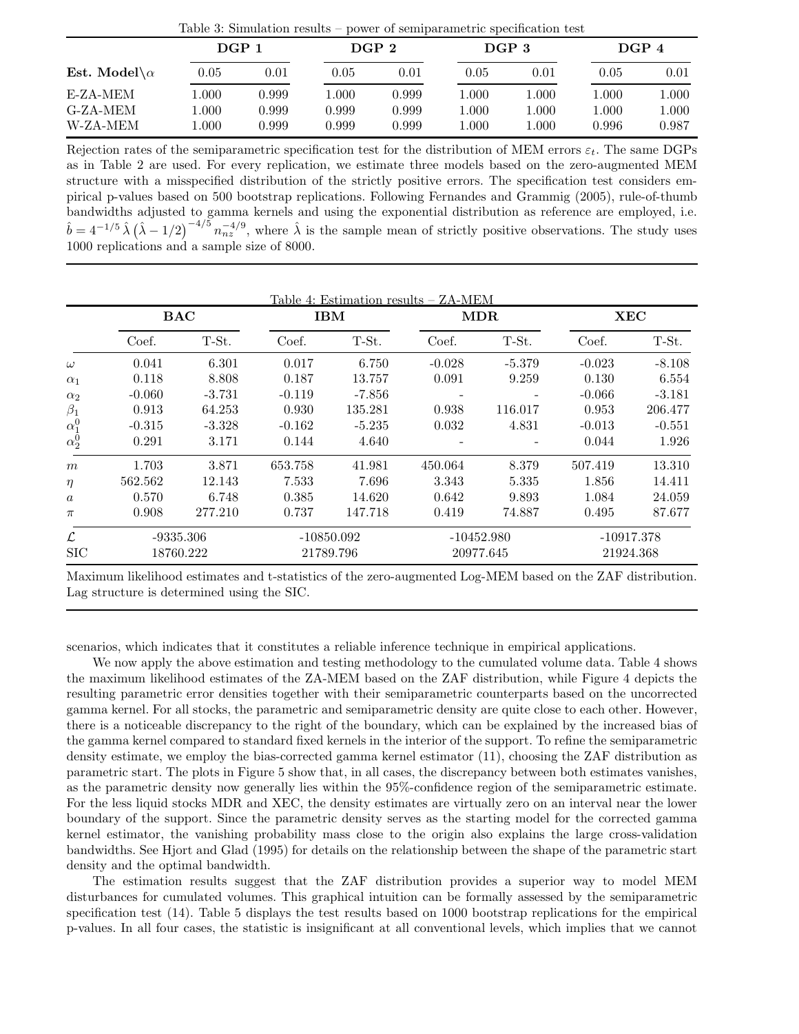Table 3: Simulation results – power of semiparametric specification test

| | **DGP 1** | | **DGP 2** | | **DGP 3** | | **DGP 4** | |
|---|---|---|---|---|---|---|---|---|
| **Est. Model**$\backslash\alpha$ | 0.05 | 0.01 | 0.05 | 0.01 | 0.05 | 0.01 | 0.05 | 0.01 |
| E-ZA-MEM | 1.000 | 0.999 | 1.000 | 0.999 | 1.000 | 1.000 | 1.000 | 1.000 |
| G-ZA-MEM | 1.000 | 0.999 | 0.999 | 0.999 | 1.000 | 1.000 | 1.000 | 1.000 |
| W-ZA-MEM | 1.000 | 0.999 | 0.999 | 0.999 | 1.000 | 1.000 | 0.996 | 0.987 |

Rejection rates of the semiparametric specification test for the distribution of MEM errors $\varepsilon_t$. The same DGPs as in Table 2 are used. For every replication, we estimate three models based on the zero-augmented MEM structure with a misspecified distribution of the strictly positive errors. The specification test considers empirical p-values based on 500 bootstrap replications. Following Fernandes and Grammig (2005), rule-of-thumb bandwidths adjusted to gamma kernels and using the exponential distribution as reference are employed, i.e. $\hat{b} = 4^{-1/5}\,\hat{\lambda}\left(\hat{\lambda} - 1/2\right)^{-4/5} n_{nz}^{-4/9}$, where $\hat{\lambda}$ is the sample mean of strictly positive observations. The study uses 1000 replications and a sample size of 8000.

Table 4: Estimation results – ZA-MEM

| | **BAC** | | **IBM** | | **MDR** | | **XEC** | |
|---|---|---|---|---|---|---|---|---|
| | Coef. | T-St. | Coef. | T-St. | Coef. | T-St. | Coef. | T-St. |
| $\omega$ | 0.041 | 6.301 | 0.017 | 6.750 | -0.028 | -5.379 | -0.023 | -8.108 |
| $\alpha_1$ | 0.118 | 8.808 | 0.187 | 13.757 | 0.091 | 9.259 | 0.130 | 6.554 |
| $\alpha_2$ | -0.060 | -3.731 | -0.119 | -7.856 | - | - | -0.066 | -3.181 |
| $\beta_1$ | 0.913 | 64.253 | 0.930 | 135.281 | 0.938 | 116.017 | 0.953 | 206.477 |
| $\alpha_1^0$ | -0.315 | -3.328 | -0.162 | -5.235 | 0.032 | 4.831 | -0.013 | -0.551 |
| $\alpha_2^0$ | 0.291 | 3.171 | 0.144 | 4.640 | - | - | 0.044 | 1.926 |
| $m$ | 1.703 | 3.871 | 653.758 | 41.981 | 450.064 | 8.379 | 507.419 | 13.310 |
| $\eta$ | 562.562 | 12.143 | 7.533 | 7.696 | 3.343 | 5.335 | 1.856 | 14.411 |
| $a$ | 0.570 | 6.748 | 0.385 | 14.620 | 0.642 | 9.893 | 1.084 | 24.059 |
| $\pi$ | 0.908 | 277.210 | 0.737 | 147.718 | 0.419 | 74.887 | 0.495 | 87.677 |
| $\mathcal{L}$ | -9335.306 | | -10850.092 | | -10452.980 | | -10917.378 | |
| SIC | 18760.222 | | 21789.796 | | 20977.645 | | 21924.368 | |

Maximum likelihood estimates and t-statistics of the zero-augmented Log-MEM based on the ZAF distribution. Lag structure is determined using the SIC.

scenarios, which indicates that it constitutes a reliable inference technique in empirical applications.

We now apply the above estimation and testing methodology to the cumulated volume data. Table 4 shows the maximum likelihood estimates of the ZA-MEM based on the ZAF distribution, while Figure 4 depicts the resulting parametric error densities together with their semiparametric counterparts based on the uncorrected gamma kernel. For all stocks, the parametric and semiparametric density are quite close to each other. However, there is a noticeable discrepancy to the right of the boundary, which can be explained by the increased bias of the gamma kernel compared to standard fixed kernels in the interior of the support. To refine the semiparametric density estimate, we employ the bias-corrected gamma kernel estimator (11), choosing the ZAF distribution as parametric start. The plots in Figure 5 show that, in all cases, the discrepancy between both estimates vanishes, as the parametric density now generally lies within the 95%-confidence region of the semiparametric estimate. For the less liquid stocks MDR and XEC, the density estimates are virtually zero on an interval near the lower boundary of the support. Since the parametric density serves as the starting model for the corrected gamma kernel estimator, the vanishing probability mass close to the origin also explains the large cross-validation bandwidths. See Hjort and Glad (1995) for details on the relationship between the shape of the parametric start density and the optimal bandwidth.

The estimation results suggest that the ZAF distribution provides a superior way to model MEM disturbances for cumulated volumes. This graphical intuition can be formally assessed by the semiparametric specification test (14). Table 5 displays the test results based on 1000 bootstrap replications for the empirical p-values. In all four cases, the statistic is insignificant at all conventional levels, which implies that we cannot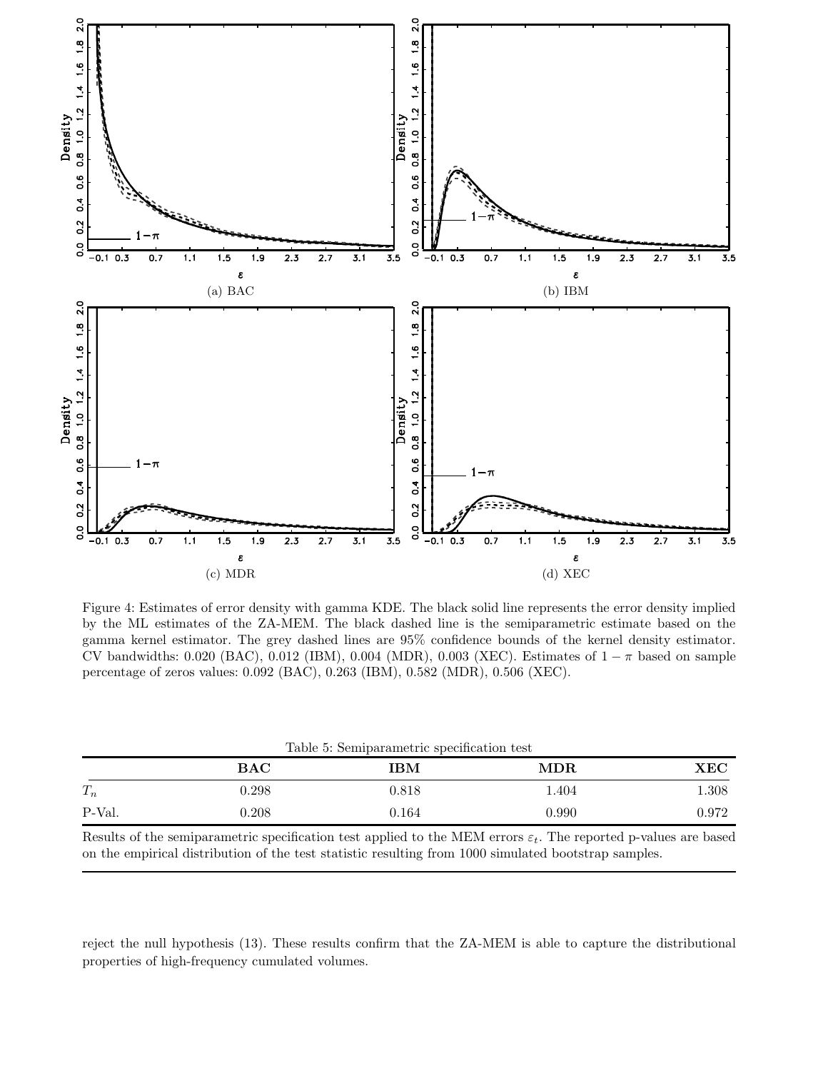Figure 4: Estimates of error density with gamma KDE. The black solid line represents the error density implied by the ML estimates of the ZA-MEM. The black dashed line is the semiparametric estimate based on the gamma kernel estimator. The grey dashed lines are 95% confidence bounds of the kernel density estimator. CV bandwidths: 0.020 (BAC), 0.012 (IBM), 0.004 (MDR), 0.003 (XEC). Estimates of $1 - \pi$ based on sample percentage of zeros values: 0.092 (BAC), 0.263 (IBM), 0.582 (MDR), 0.506 (XEC).

Table 5: Semiparametric specification test

| | **BAC** | **IBM** | **MDR** | **XEC** |
|---|---|---|---|---|
| $T_n$ | 0.298 | 0.818 | 1.404 | 1.308 |
| P-Val. | 0.208 | 0.164 | 0.990 | 0.972 |

Results of the semiparametric specification test applied to the MEM errors $\varepsilon_t$. The reported p-values are based on the empirical distribution of the test statistic resulting from 1000 simulated bootstrap samples.

reject the null hypothesis (13). These results confirm that the ZA-MEM is able to capture the distributional properties of high-frequency cumulated volumes.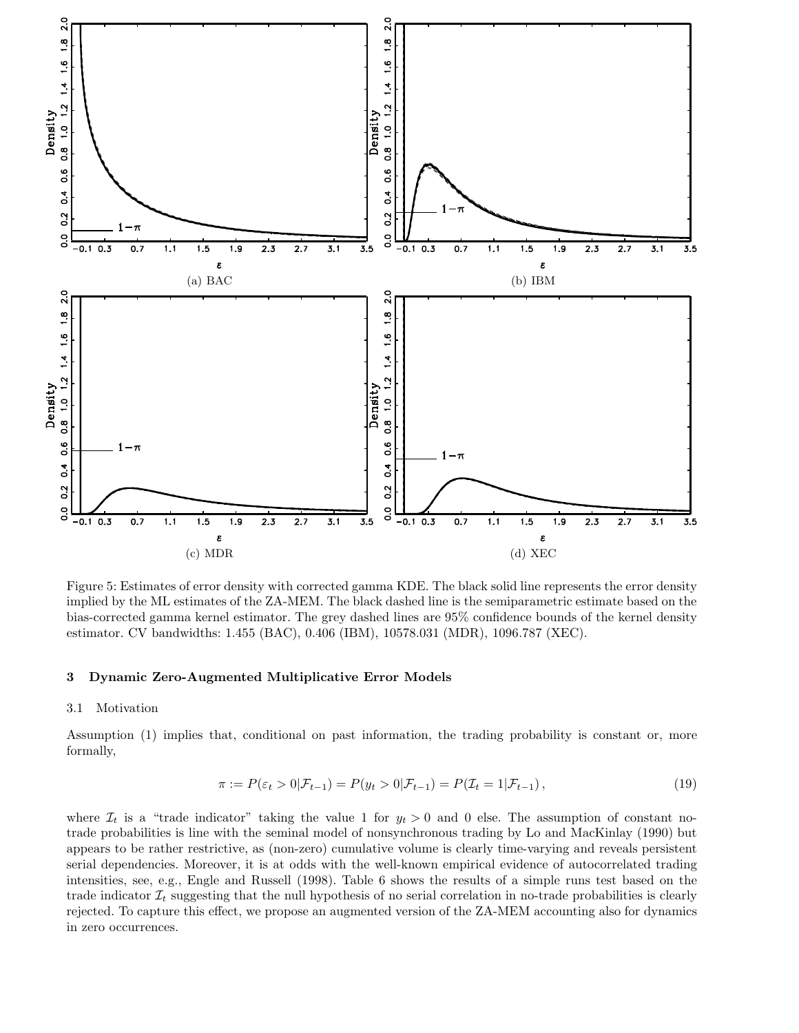Figure 5: Estimates of error density with corrected gamma KDE. The black solid line represents the error density implied by the ML estimates of the ZA-MEM. The black dashed line is the semiparametric estimate based on the bias-corrected gamma kernel estimator. The grey dashed lines are 95% confidence bounds of the kernel density estimator. CV bandwidths: 1.455 (BAC), 0.406 (IBM), 10578.031 (MDR), 1096.787 (XEC).

## 3 Dynamic Zero-Augmented Multiplicative Error Models

### 3.1 Motivation

Assumption (1) implies that, conditional on past information, the trading probability is constant or, more formally,

$$\pi := P(\varepsilon_t > 0|\mathcal{F}_{t-1}) = P(y_t > 0|\mathcal{F}_{t-1}) = P(\mathcal{I}_t = 1|\mathcal{F}_{t-1}), \tag{19}$$

where $\mathcal{I}_t$ is a "trade indicator" taking the value 1 for $y_t > 0$ and 0 else. The assumption of constant no-trade probabilities is line with the seminal model of nonsynchronous trading by Lo and MacKinlay (1990) but appears to be rather restrictive, as (non-zero) cumulative volume is clearly time-varying and reveals persistent serial dependencies. Moreover, it is at odds with the well-known empirical evidence of autocorrelated trading intensities, see, e.g., Engle and Russell (1998). Table 6 shows the results of a simple runs test based on the trade indicator $\mathcal{I}_t$ suggesting that the null hypothesis of no serial correlation in no-trade probabilities is clearly rejected. To capture this effect, we propose an augmented version of the ZA-MEM accounting also for dynamics in zero occurrences.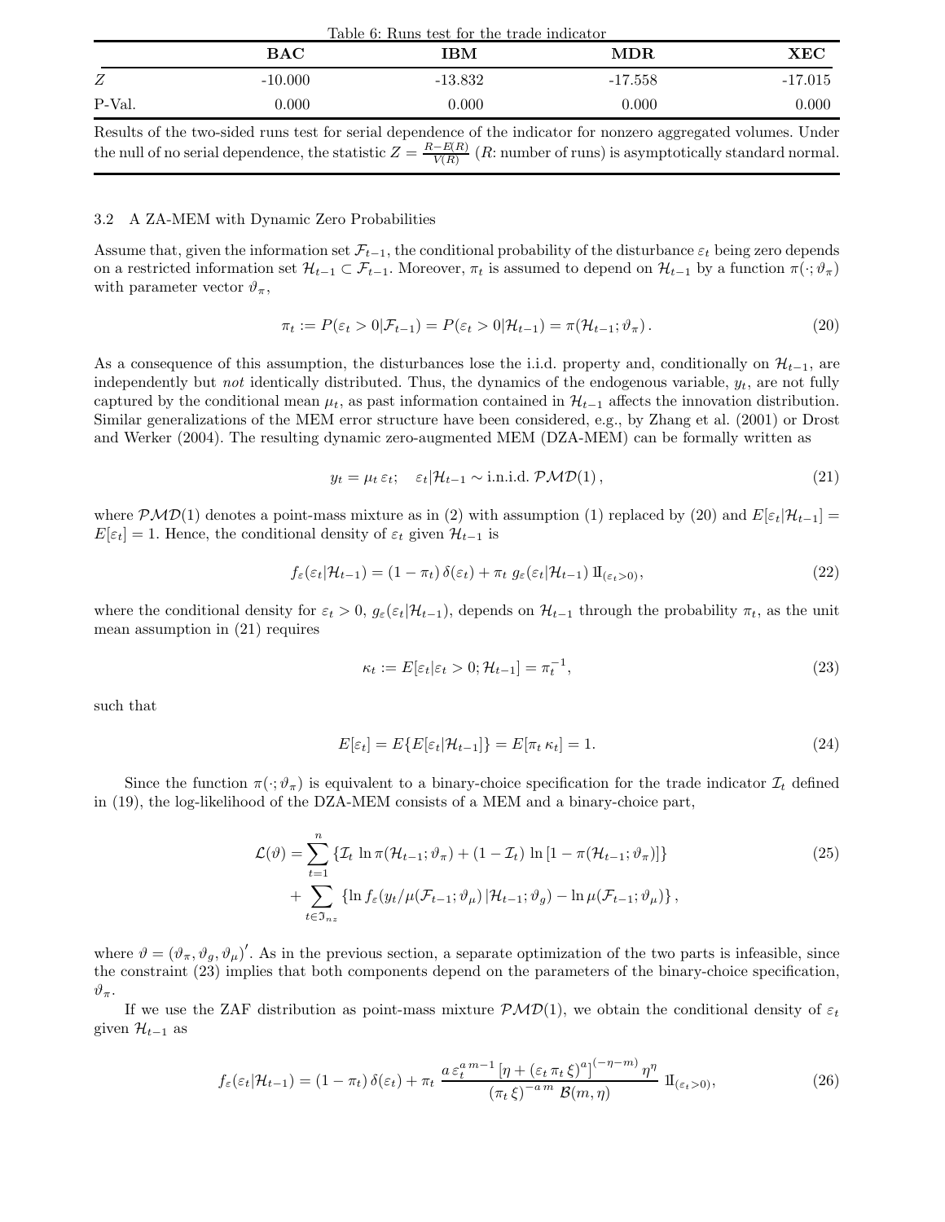Table 6: Runs test for the trade indicator

|  | BAC | IBM | MDR | XEC |
|---|---|---|---|---|
| $Z$ | -10.000 | -13.832 | -17.558 | -17.015 |
| P-Val. | 0.000 | 0.000 | 0.000 | 0.000 |

Results of the two-sided runs test for serial dependence of the indicator for nonzero aggregated volumes. Under the null of no serial dependence, the statistic $Z = \frac{R - E(R)}{V(R)}$ ($R$: number of runs) is asymptotically standard normal.

### 3.2 A ZA-MEM with Dynamic Zero Probabilities

Assume that, given the information set $\mathcal{F}_{t-1}$, the conditional probability of the disturbance $\varepsilon_t$ being zero depends on a restricted information set $\mathcal{H}_{t-1} \subset \mathcal{F}_{t-1}$. Moreover, $\pi_t$ is assumed to depend on $\mathcal{H}_{t-1}$ by a function $\pi(\cdot; \vartheta_\pi)$ with parameter vector $\vartheta_\pi$,

$$\pi_t := P(\varepsilon_t > 0 | \mathcal{F}_{t-1}) = P(\varepsilon_t > 0 | \mathcal{H}_{t-1}) = \pi(\mathcal{H}_{t-1}; \vartheta_\pi). \tag{20}$$

As a consequence of this assumption, the disturbances lose the i.i.d. property and, conditionally on $\mathcal{H}_{t-1}$, are independently but *not* identically distributed. Thus, the dynamics of the endogenous variable, $y_t$, are not fully captured by the conditional mean $\mu_t$, as past information contained in $\mathcal{H}_{t-1}$ affects the innovation distribution. Similar generalizations of the MEM error structure have been considered, e.g., by Zhang et al. (2001) or Drost and Werker (2004). The resulting dynamic zero-augmented MEM (DZA-MEM) can be formally written as

$$y_t = \mu_t \, \varepsilon_t; \quad \varepsilon_t | \mathcal{H}_{t-1} \sim \text{i.n.i.d. } \mathcal{PMD}(1), \tag{21}$$

where $\mathcal{PMD}(1)$ denotes a point-mass mixture as in (2) with assumption (1) replaced by (20) and $E[\varepsilon_t | \mathcal{H}_{t-1}] = E[\varepsilon_t] = 1$. Hence, the conditional density of $\varepsilon_t$ given $\mathcal{H}_{t-1}$ is

$$f_\varepsilon(\varepsilon_t | \mathcal{H}_{t-1}) = (1 - \pi_t)\, \delta(\varepsilon_t) + \pi_t \; g_\varepsilon(\varepsilon_t | \mathcal{H}_{t-1}) \; \mathrm{1\!I}_{(\varepsilon_t > 0)}, \tag{22}$$

where the conditional density for $\varepsilon_t > 0$, $g_\varepsilon(\varepsilon_t | \mathcal{H}_{t-1})$, depends on $\mathcal{H}_{t-1}$ through the probability $\pi_t$, as the unit mean assumption in (21) requires

$$\kappa_t := E[\varepsilon_t | \varepsilon_t > 0; \mathcal{H}_{t-1}] = \pi_t^{-1}, \tag{23}$$

such that

$$E[\varepsilon_t] = E\{E[\varepsilon_t | \mathcal{H}_{t-1}]\} = E[\pi_t \, \kappa_t] = 1. \tag{24}$$

Since the function $\pi(\cdot; \vartheta_\pi)$ is equivalent to a binary-choice specification for the trade indicator $\mathcal{I}_t$ defined in (19), the log-likelihood of the DZA-MEM consists of a MEM and a binary-choice part,

$$\begin{aligned} \mathcal{L}(\vartheta) = & \sum_{t=1}^{n} \left\{ \mathcal{I}_t \, \ln \pi(\mathcal{H}_{t-1}; \vartheta_\pi) + (1 - \mathcal{I}_t) \, \ln \left[1 - \pi(\mathcal{H}_{t-1}; \vartheta_\pi)\right] \right\} \\ & + \sum_{t \in \mathfrak{I}_{nz}} \left\{ \ln f_\varepsilon(y_t / \mu(\mathcal{F}_{t-1}; \vartheta_\mu) \, | \mathcal{H}_{t-1}; \vartheta_g) - \ln \mu(\mathcal{F}_{t-1}; \vartheta_\mu) \right\}, \end{aligned} \tag{25}$$

where $\vartheta = (\vartheta_\pi, \vartheta_g, \vartheta_\mu)'$. As in the previous section, a separate optimization of the two parts is infeasible, since the constraint (23) implies that both components depend on the parameters of the binary-choice specification, $\vartheta_\pi$.

If we use the ZAF distribution as point-mass mixture $\mathcal{PMD}(1)$, we obtain the conditional density of $\varepsilon_t$ given $\mathcal{H}_{t-1}$ as

$$f_\varepsilon(\varepsilon_t | \mathcal{H}_{t-1}) = (1 - \pi_t)\, \delta(\varepsilon_t) + \pi_t \; \frac{a \, \varepsilon_t^{a\,m-1} \left[\eta + (\varepsilon_t \, \pi_t \, \xi)^a\right]^{(-\eta - m)} \eta^\eta}{(\pi_t \, \xi)^{-a\,m} \; \mathcal{B}(m, \eta)} \; \mathrm{1\!I}_{(\varepsilon_t > 0)}, \tag{26}$$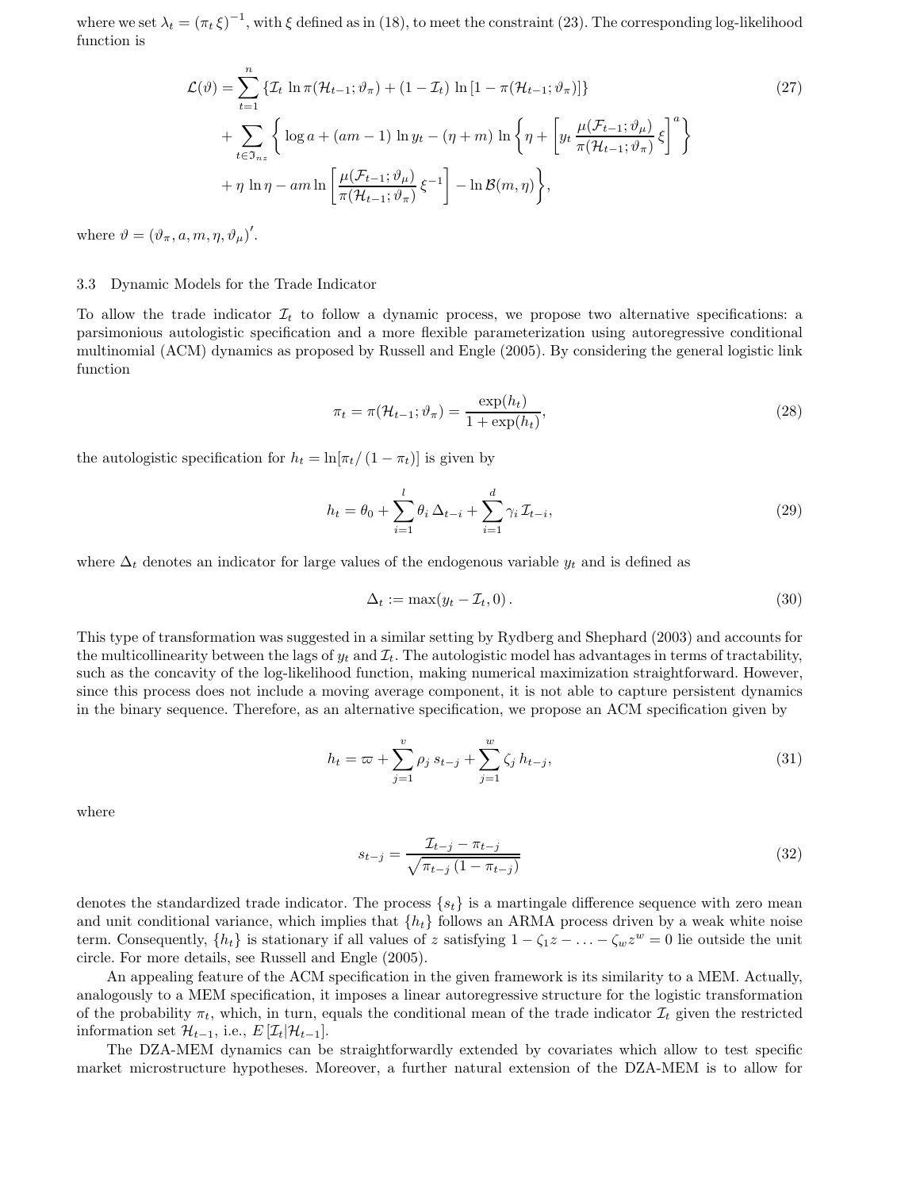where we set $\lambda_t = (\pi_t \, \xi)^{-1}$, with $\xi$ defined as in (18), to meet the constraint (23). The corresponding log-likelihood function is

$$
\begin{aligned}
\mathcal{L}(\vartheta) = & \sum_{t=1}^{n} \left\{ \mathcal{I}_t \, \ln \pi(\mathcal{H}_{t-1}; \vartheta_\pi) + (1 - \mathcal{I}_t) \, \ln \left[ 1 - \pi(\mathcal{H}_{t-1}; \vartheta_\pi) \right] \right\} \\
& + \sum_{t \in \mathfrak{I}_{nz}} \left\{ \log a + (am - 1) \, \ln y_t - (\eta + m) \, \ln \left\{ \eta + \left[ y_t \, \frac{\mu(\mathcal{F}_{t-1}; \vartheta_\mu)}{\pi(\mathcal{H}_{t-1}; \vartheta_\pi)} \, \xi \right]^a \right\} \right. \\
& \left. + \eta \, \ln \eta - am \ln \left[ \frac{\mu(\mathcal{F}_{t-1}; \vartheta_\mu)}{\pi(\mathcal{H}_{t-1}; \vartheta_\pi)} \, \xi^{-1} \right] - \ln \mathcal{B}(m, \eta) \right\},
\end{aligned}
\tag{27}
$$

where $\vartheta = (\vartheta_\pi, a, m, \eta, \vartheta_\mu)'$.

### 3.3 Dynamic Models for the Trade Indicator

To allow the trade indicator $\mathcal{I}_t$ to follow a dynamic process, we propose two alternative specifications: a parsimonious autologistic specification and a more flexible parameterization using autoregressive conditional multinomial (ACM) dynamics as proposed by Russell and Engle (2005). By considering the general logistic link function

$$
\pi_t = \pi(\mathcal{H}_{t-1}; \vartheta_\pi) = \frac{\exp(h_t)}{1 + \exp(h_t)},
\tag{28}
$$

the autologistic specification for $h_t = \ln[\pi_t / (1 - \pi_t)]$ is given by

$$
h_t = \theta_0 + \sum_{i=1}^{l} \theta_i \, \Delta_{t-i} + \sum_{i=1}^{d} \gamma_i \, \mathcal{I}_{t-i},
\tag{29}
$$

where $\Delta_t$ denotes an indicator for large values of the endogenous variable $y_t$ and is defined as

$$
\Delta_t := \max(y_t - \mathcal{I}_t, 0) \, .
\tag{30}
$$

This type of transformation was suggested in a similar setting by Rydberg and Shephard (2003) and accounts for the multicollinearity between the lags of $y_t$ and $\mathcal{I}_t$. The autologistic model has advantages in terms of tractability, such as the concavity of the log-likelihood function, making numerical maximization straightforward. However, since this process does not include a moving average component, it is not able to capture persistent dynamics in the binary sequence. Therefore, as an alternative specification, we propose an ACM specification given by

$$
h_t = \varpi + \sum_{j=1}^{v} \rho_j \, s_{t-j} + \sum_{j=1}^{w} \zeta_j \, h_{t-j},
\tag{31}
$$

where

$$
s_{t-j} = \frac{\mathcal{I}_{t-j} - \pi_{t-j}}{\sqrt{\pi_{t-j} \, (1 - \pi_{t-j})}}
\tag{32}
$$

denotes the standardized trade indicator. The process $\{s_t\}$ is a martingale difference sequence with zero mean and unit conditional variance, which implies that $\{h_t\}$ follows an ARMA process driven by a weak white noise term. Consequently, $\{h_t\}$ is stationary if all values of $z$ satisfying $1 - \zeta_1 z - \ldots - \zeta_w z^w = 0$ lie outside the unit circle. For more details, see Russell and Engle (2005).

An appealing feature of the ACM specification in the given framework is its similarity to a MEM. Actually, analogously to a MEM specification, it imposes a linear autoregressive structure for the logistic transformation of the probability $\pi_t$, which, in turn, equals the conditional mean of the trade indicator $\mathcal{I}_t$ given the restricted information set $\mathcal{H}_{t-1}$, i.e., $E\left[\mathcal{I}_t | \mathcal{H}_{t-1}\right]$.

The DZA-MEM dynamics can be straightforwardly extended by covariates which allow to test specific market microstructure hypotheses. Moreover, a further natural extension of the DZA-MEM is to allow for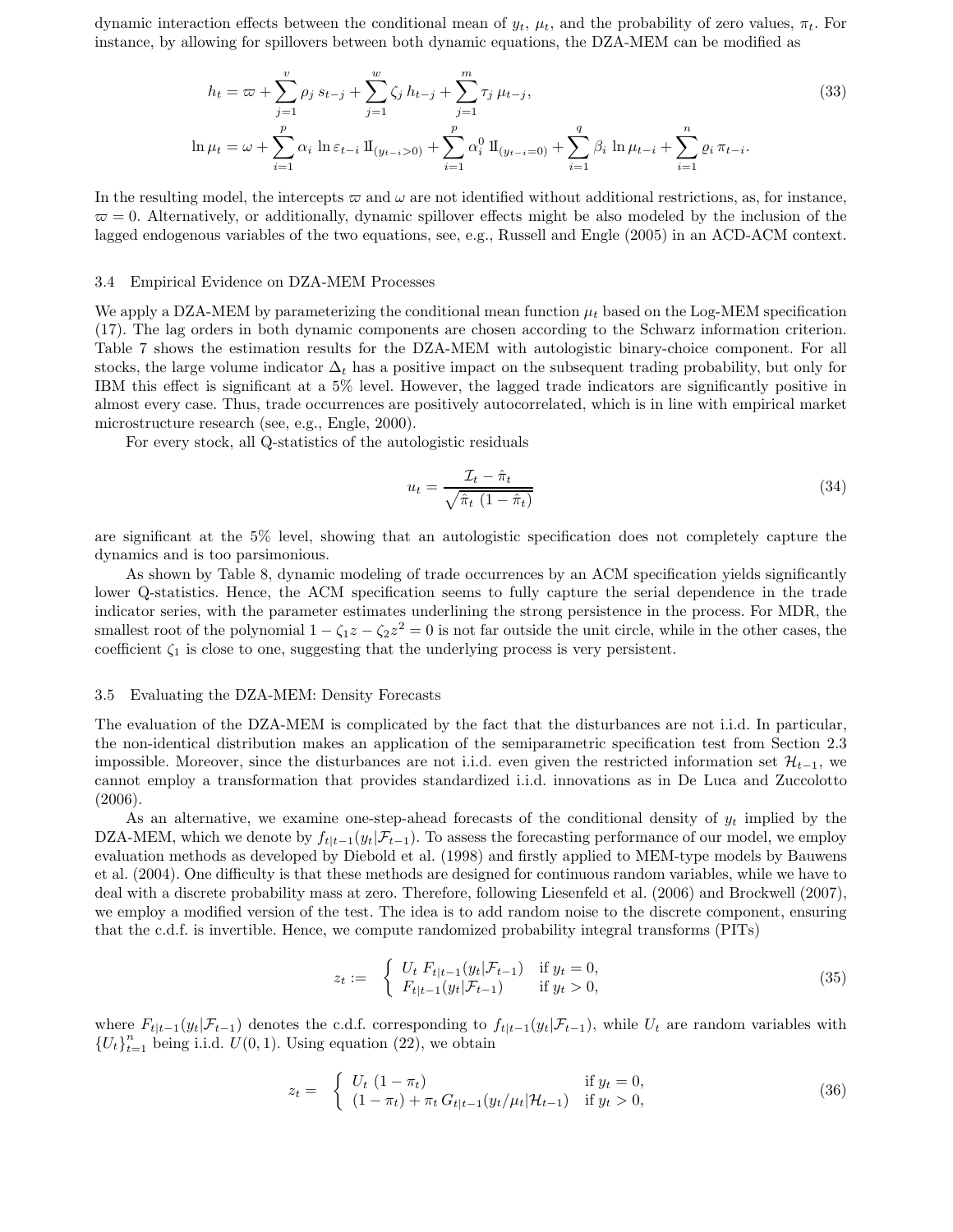dynamic interaction effects between the conditional mean of $y_t$, $\mu_t$, and the probability of zero values, $\pi_t$. For instance, by allowing for spillovers between both dynamic equations, the DZA-MEM can be modified as

$$
\begin{aligned}
h_t &= \varpi + \sum_{j=1}^{v} \rho_j \, s_{t-j} + \sum_{j=1}^{w} \zeta_j \, h_{t-j} + \sum_{j=1}^{m} \tau_j \, \mu_{t-j}, \\
\ln \mu_t &= \omega + \sum_{i=1}^{p} \alpha_i \, \ln \varepsilon_{t-i} \, \mathbb{I}_{(y_{t-i}>0)} + \sum_{i=1}^{p} \alpha_i^0 \, \mathbb{I}_{(y_{t-i}=0)} + \sum_{i=1}^{q} \beta_i \, \ln \mu_{t-i} + \sum_{i=1}^{n} \varrho_i \, \pi_{t-i}.
\end{aligned}
\tag{33}
$$

In the resulting model, the intercepts $\varpi$ and $\omega$ are not identified without additional restrictions, as, for instance, $\varpi = 0$. Alternatively, or additionally, dynamic spillover effects might be also modeled by the inclusion of the lagged endogenous variables of the two equations, see, e.g., Russell and Engle (2005) in an ACD-ACM context.

### 3.4 Empirical Evidence on DZA-MEM Processes

We apply a DZA-MEM by parameterizing the conditional mean function $\mu_t$ based on the Log-MEM specification (17). The lag orders in both dynamic components are chosen according to the Schwarz information criterion. Table 7 shows the estimation results for the DZA-MEM with autologistic binary-choice component. For all stocks, the large volume indicator $\Delta_t$ has a positive impact on the subsequent trading probability, but only for IBM this effect is significant at a 5% level. However, the lagged trade indicators are significantly positive in almost every case. Thus, trade occurrences are positively autocorrelated, which is in line with empirical market microstructure research (see, e.g., Engle, 2000).

For every stock, all Q-statistics of the autologistic residuals

$$
u_t = \frac{\mathcal{I}_t - \hat{\pi}_t}{\sqrt{\hat{\pi}_t \, (1 - \hat{\pi}_t)}}
\tag{34}
$$

are significant at the 5% level, showing that an autologistic specification does not completely capture the dynamics and is too parsimonious.

As shown by Table 8, dynamic modeling of trade occurrences by an ACM specification yields significantly lower Q-statistics. Hence, the ACM specification seems to fully capture the serial dependence in the trade indicator series, with the parameter estimates underlining the strong persistence in the process. For MDR, the smallest root of the polynomial $1 - \zeta_1 z - \zeta_2 z^2 = 0$ is not far outside the unit circle, while in the other cases, the coefficient $\zeta_1$ is close to one, suggesting that the underlying process is very persistent.

### 3.5 Evaluating the DZA-MEM: Density Forecasts

The evaluation of the DZA-MEM is complicated by the fact that the disturbances are not i.i.d. In particular, the non-identical distribution makes an application of the semiparametric specification test from Section 2.3 impossible. Moreover, since the disturbances are not i.i.d. even given the restricted information set $\mathcal{H}_{t-1}$, we cannot employ a transformation that provides standardized i.i.d. innovations as in De Luca and Zuccolotto (2006).

As an alternative, we examine one-step-ahead forecasts of the conditional density of $y_t$ implied by the DZA-MEM, which we denote by $f_{t|t-1}(y_t|\mathcal{F}_{t-1})$. To assess the forecasting performance of our model, we employ evaluation methods as developed by Diebold et al. (1998) and firstly applied to MEM-type models by Bauwens et al. (2004). One difficulty is that these methods are designed for continuous random variables, while we have to deal with a discrete probability mass at zero. Therefore, following Liesenfeld et al. (2006) and Brockwell (2007), we employ a modified version of the test. The idea is to add random noise to the discrete component, ensuring that the c.d.f. is invertible. Hence, we compute randomized probability integral transforms (PITs)

$$
z_t := \begin{cases} U_t \, F_{t|t-1}(y_t|\mathcal{F}_{t-1}) & \text{if } y_t = 0, \\ F_{t|t-1}(y_t|\mathcal{F}_{t-1}) & \text{if } y_t > 0, \end{cases}
\tag{35}
$$

where $F_{t|t-1}(y_t|\mathcal{F}_{t-1})$ denotes the c.d.f. corresponding to $f_{t|t-1}(y_t|\mathcal{F}_{t-1})$, while $U_t$ are random variables with $\{U_t\}_{t=1}^{n}$ being i.i.d. $U(0,1)$. Using equation (22), we obtain

$$
z_t = \begin{cases} U_t \, (1 - \pi_t) & \text{if } y_t = 0, \\ (1 - \pi_t) + \pi_t \, G_{t|t-1}(y_t/\mu_t|\mathcal{H}_{t-1}) & \text{if } y_t > 0, \end{cases}
\tag{36}
$$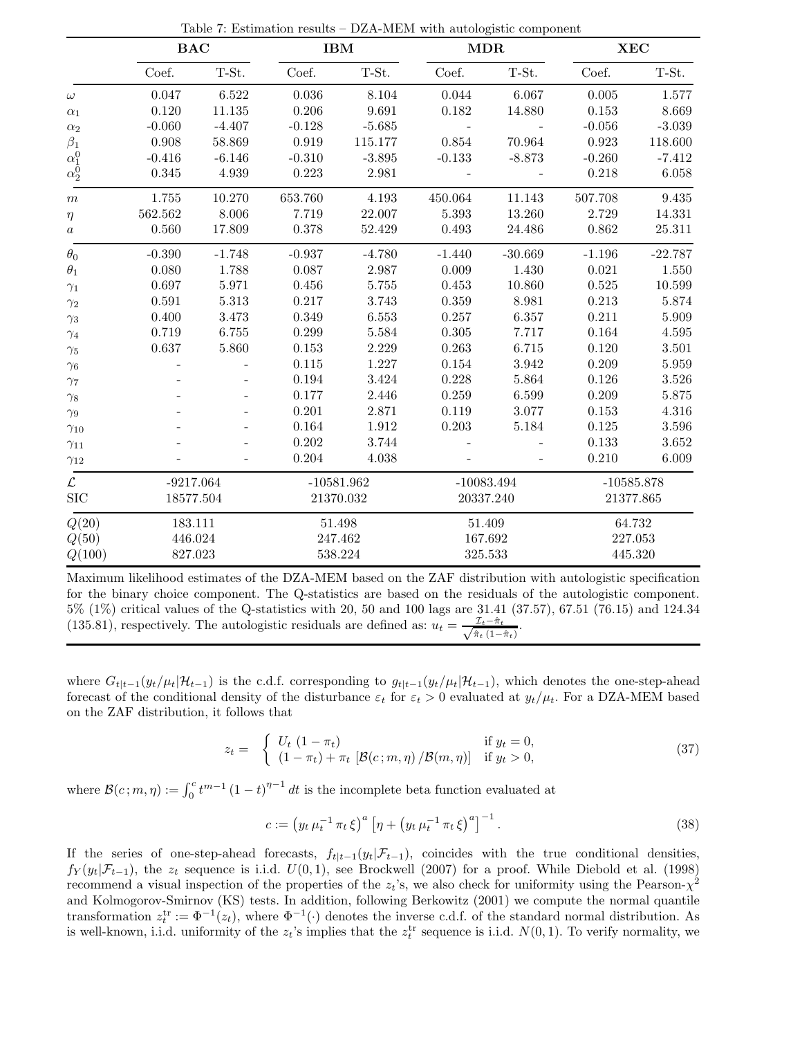Table 7: Estimation results – DZA-MEM with autologistic component

| | BAC | | IBM | | MDR | | XEC | |
|---|---|---|---|---|---|---|---|---|
| | Coef. | T-St. | Coef. | T-St. | Coef. | T-St. | Coef. | T-St. |
| $\omega$ | 0.047 | 6.522 | 0.036 | 8.104 | 0.044 | 6.067 | 0.005 | 1.577 |
| $\alpha_1$ | 0.120 | 11.135 | 0.206 | 9.691 | 0.182 | 14.880 | 0.153 | 8.669 |
| $\alpha_2$ | -0.060 | -4.407 | -0.128 | -5.685 | - | - | -0.056 | -3.039 |
| $\beta_1$ | 0.908 | 58.869 | 0.919 | 115.177 | 0.854 | 70.964 | 0.923 | 118.600 |
| $\alpha_1^0$ | -0.416 | -6.146 | -0.310 | -3.895 | -0.133 | -8.873 | -0.260 | -7.412 |
| $\alpha_2^0$ | 0.345 | 4.939 | 0.223 | 2.981 | - | - | 0.218 | 6.058 |
| $m$ | 1.755 | 10.270 | 653.760 | 4.193 | 450.064 | 11.143 | 507.708 | 9.435 |
| $\eta$ | 562.562 | 8.006 | 7.719 | 22.007 | 5.393 | 13.260 | 2.729 | 14.331 |
| $a$ | 0.560 | 17.809 | 0.378 | 52.429 | 0.493 | 24.486 | 0.862 | 25.311 |
| $\theta_0$ | -0.390 | -1.748 | -0.937 | -4.780 | -1.440 | -30.669 | -1.196 | -22.787 |
| $\theta_1$ | 0.080 | 1.788 | 0.087 | 2.987 | 0.009 | 1.430 | 0.021 | 1.550 |
| $\gamma_1$ | 0.697 | 5.971 | 0.456 | 5.755 | 0.453 | 10.860 | 0.525 | 10.599 |
| $\gamma_2$ | 0.591 | 5.313 | 0.217 | 3.743 | 0.359 | 8.981 | 0.213 | 5.874 |
| $\gamma_3$ | 0.400 | 3.473 | 0.349 | 6.553 | 0.257 | 6.357 | 0.211 | 5.909 |
| $\gamma_4$ | 0.719 | 6.755 | 0.299 | 5.584 | 0.305 | 7.717 | 0.164 | 4.595 |
| $\gamma_5$ | 0.637 | 5.860 | 0.153 | 2.229 | 0.263 | 6.715 | 0.120 | 3.501 |
| $\gamma_6$ | - | - | 0.115 | 1.227 | 0.154 | 3.942 | 0.209 | 5.959 |
| $\gamma_7$ | - | - | 0.194 | 3.424 | 0.228 | 5.864 | 0.126 | 3.526 |
| $\gamma_8$ | - | - | 0.177 | 2.446 | 0.259 | 6.599 | 0.209 | 5.875 |
| $\gamma_9$ | - | - | 0.201 | 2.871 | 0.119 | 3.077 | 0.153 | 4.316 |
| $\gamma_{10}$ | - | - | 0.164 | 1.912 | 0.203 | 5.184 | 0.125 | 3.596 |
| $\gamma_{11}$ | - | - | 0.202 | 3.744 | - | - | 0.133 | 3.652 |
| $\gamma_{12}$ | - | - | 0.204 | 4.038 | - | - | 0.210 | 6.009 |
| $\mathcal{L}$ | -9217.064 | | -10581.962 | | -10083.494 | | -10585.878 | |
| SIC | 18577.504 | | 21370.032 | | 20337.240 | | 21377.865 | |
| $Q(20)$ | 183.111 | | 51.498 | | 51.409 | | 64.732 | |
| $Q(50)$ | 446.024 | | 247.462 | | 167.692 | | 227.053 | |
| $Q(100)$ | 827.023 | | 538.224 | | 325.533 | | 445.320 | |

Maximum likelihood estimates of the DZA-MEM based on the ZAF distribution with autologistic specification for the binary choice component. The Q-statistics are based on the residuals of the autologistic component. 5% (1%) critical values of the Q-statistics with 20, 50 and 100 lags are 31.41 (37.57), 67.51 (76.15) and 124.34 (135.81), respectively. The autologistic residuals are defined as: $u_t = \frac{\mathcal{I}_t - \hat{\pi}_t}{\sqrt{\hat{\pi}_t\,(1-\hat{\pi}_t)}}$.

where $G_{t|t-1}(y_t/\mu_t|\mathcal{H}_{t-1})$ is the c.d.f. corresponding to $g_{t|t-1}(y_t/\mu_t|\mathcal{H}_{t-1})$, which denotes the one-step-ahead forecast of the conditional density of the disturbance $\varepsilon_t$ for $\varepsilon_t > 0$ evaluated at $y_t/\mu_t$. For a DZA-MEM based on the ZAF distribution, it follows that

$$z_t = \begin{cases} U_t\,(1-\pi_t) & \text{if } y_t = 0, \\ (1-\pi_t) + \pi_t\,\left[\mathcal{B}(c\,;m,\eta)\,/\mathcal{B}(m,\eta)\right] & \text{if } y_t > 0, \end{cases} \tag{37}$$

where $\mathcal{B}(c\,;m,\eta) := \int_0^c t^{m-1}\,(1-t)^{\eta-1}\,dt$ is the incomplete beta function evaluated at

$$c := \left(y_t\,\mu_t^{-1}\,\pi_t\,\xi\right)^a \left[\eta + \left(y_t\,\mu_t^{-1}\,\pi_t\,\xi\right)^a\right]^{-1}. \tag{38}$$

If the series of one-step-ahead forecasts, $f_{t|t-1}(y_t|\mathcal{F}_{t-1})$, coincides with the true conditional densities, $f_Y(y_t|\mathcal{F}_{t-1})$, the $z_t$ sequence is i.i.d. $U(0,1)$, see Brockwell (2007) for a proof. While Diebold et al. (1998) recommend a visual inspection of the properties of the $z_t$'s, we also check for uniformity using the Pearson-$\chi^2$ and Kolmogorov-Smirnov (KS) tests. In addition, following Berkowitz (2001) we compute the normal quantile transformation $z_t^{\text{tr}} := \Phi^{-1}(z_t)$, where $\Phi^{-1}(\cdot)$ denotes the inverse c.d.f. of the standard normal distribution. As is well-known, i.i.d. uniformity of the $z_t$'s implies that the $z_t^{\text{tr}}$ sequence is i.i.d. $N(0,1)$. To verify normality, we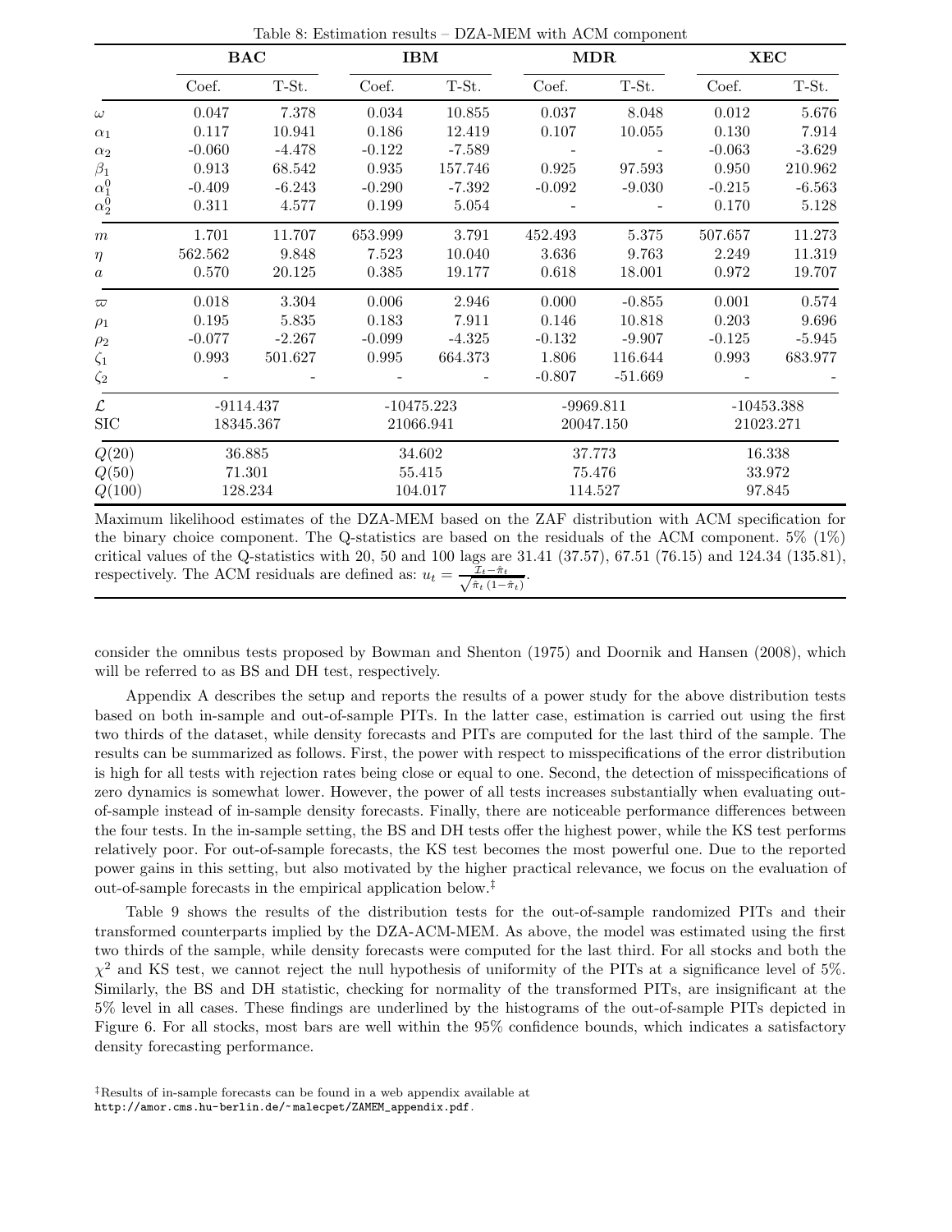Table 8: Estimation results – DZA-MEM with ACM component

| | **BAC** | | **IBM** | | **MDR** | | **XEC** | |
|---|---|---|---|---|---|---|---|---|
| | Coef. | T-St. | Coef. | T-St. | Coef. | T-St. | Coef. | T-St. |
| $\omega$ | 0.047 | 7.378 | 0.034 | 10.855 | 0.037 | 8.048 | 0.012 | 5.676 |
| $\alpha_1$ | 0.117 | 10.941 | 0.186 | 12.419 | 0.107 | 10.055 | 0.130 | 7.914 |
| $\alpha_2$ | -0.060 | -4.478 | -0.122 | -7.589 | - | - | -0.063 | -3.629 |
| $\beta_1$ | 0.913 | 68.542 | 0.935 | 157.746 | 0.925 | 97.593 | 0.950 | 210.962 |
| $\alpha_1^0$ | -0.409 | -6.243 | -0.290 | -7.392 | -0.092 | -9.030 | -0.215 | -6.563 |
| $\alpha_2^0$ | 0.311 | 4.577 | 0.199 | 5.054 | - | - | 0.170 | 5.128 |
| $m$ | 1.701 | 11.707 | 653.999 | 3.791 | 452.493 | 5.375 | 507.657 | 11.273 |
| $\eta$ | 562.562 | 9.848 | 7.523 | 10.040 | 3.636 | 9.763 | 2.249 | 11.319 |
| $a$ | 0.570 | 20.125 | 0.385 | 19.177 | 0.618 | 18.001 | 0.972 | 19.707 |
| $\varpi$ | 0.018 | 3.304 | 0.006 | 2.946 | 0.000 | -0.855 | 0.001 | 0.574 |
| $\rho_1$ | 0.195 | 5.835 | 0.183 | 7.911 | 0.146 | 10.818 | 0.203 | 9.696 |
| $\rho_2$ | -0.077 | -2.267 | -0.099 | -4.325 | -0.132 | -9.907 | -0.125 | -5.945 |
| $\zeta_1$ | 0.993 | 501.627 | 0.995 | 664.373 | 1.806 | 116.644 | 0.993 | 683.977 |
| $\zeta_2$ | - | - | - | - | -0.807 | -51.669 | - | - |
| $\mathcal{L}$ | -9114.437 | | -10475.223 | | -9969.811 | | -10453.388 | |
| SIC | 18345.367 | | 21066.941 | | 20047.150 | | 21023.271 | |
| $Q(20)$ | 36.885 | | 34.602 | | 37.773 | | 16.338 | |
| $Q(50)$ | 71.301 | | 55.415 | | 75.476 | | 33.972 | |
| $Q(100)$ | 128.234 | | 104.017 | | 114.527 | | 97.845 | |

Maximum likelihood estimates of the DZA-MEM based on the ZAF distribution with ACM specification for the binary choice component. The Q-statistics are based on the residuals of the ACM component. 5% (1%) critical values of the Q-statistics with 20, 50 and 100 lags are 31.41 (37.57), 67.51 (76.15) and 124.34 (135.81), respectively. The ACM residuals are defined as: $u_t = \frac{\mathcal{I}_t - \hat{\pi}_t}{\sqrt{\hat{\pi}_t (1-\hat{\pi}_t)}}$.

consider the omnibus tests proposed by Bowman and Shenton (1975) and Doornik and Hansen (2008), which will be referred to as BS and DH test, respectively.

Appendix A describes the setup and reports the results of a power study for the above distribution tests based on both in-sample and out-of-sample PITs. In the latter case, estimation is carried out using the first two thirds of the dataset, while density forecasts and PITs are computed for the last third of the sample. The results can be summarized as follows. First, the power with respect to misspecifications of the error distribution is high for all tests with rejection rates being close or equal to one. Second, the detection of misspecifications of zero dynamics is somewhat lower. However, the power of all tests increases substantially when evaluating out-of-sample instead of in-sample density forecasts. Finally, there are noticeable performance differences between the four tests. In the in-sample setting, the BS and DH tests offer the highest power, while the KS test performs relatively poor. For out-of-sample forecasts, the KS test becomes the most powerful one. Due to the reported power gains in this setting, but also motivated by the higher practical relevance, we focus on the evaluation of out-of-sample forecasts in the empirical application below.[‡]

Table 9 shows the results of the distribution tests for the out-of-sample randomized PITs and their transformed counterparts implied by the DZA-ACM-MEM. As above, the model was estimated using the first two thirds of the sample, while density forecasts were computed for the last third. For all stocks and both the $\chi^2$ and KS test, we cannot reject the null hypothesis of uniformity of the PITs at a significance level of 5%. Similarly, the BS and DH statistic, checking for normality of the transformed PITs, are insignificant at the 5% level in all cases. These findings are underlined by the histograms of the out-of-sample PITs depicted in Figure 6. For all stocks, most bars are well within the 95% confidence bounds, which indicates a satisfactory density forecasting performance.

[‡]Results of in-sample forecasts can be found in a web appendix available at http://amor.cms.hu-berlin.de/~malecpet/ZAMEM_appendix.pdf.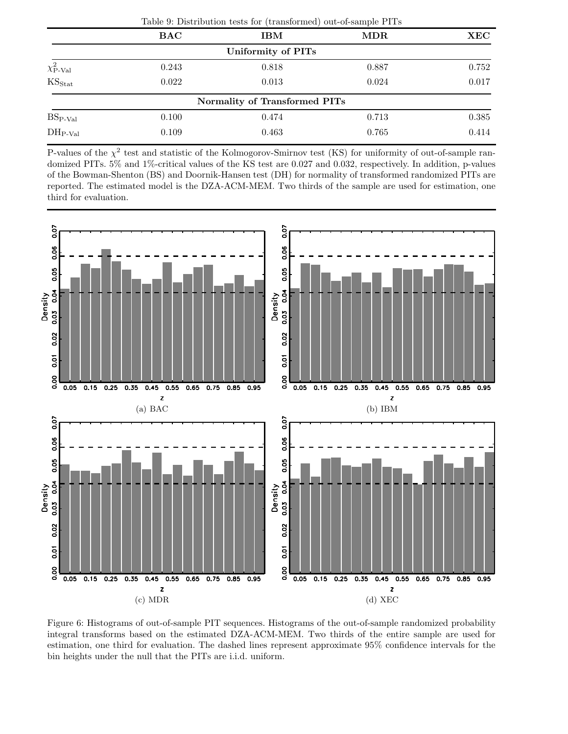Table 9: Distribution tests for (transformed) out-of-sample PITs

| | BAC | IBM | MDR | XEC |
|---|---|---|---|---|
| **Uniformity of PITs** | | | | |
| $\chi^2_{\text{P-Val}}$ | 0.243 | 0.818 | 0.887 | 0.752 |
| $\text{KS}_{\text{Stat}}$ | 0.022 | 0.013 | 0.024 | 0.017 |
| **Normality of Transformed PITs** | | | | |
| $\text{BS}_{\text{P-Val}}$ | 0.100 | 0.474 | 0.713 | 0.385 |
| $\text{DH}_{\text{P-Val}}$ | 0.109 | 0.463 | 0.765 | 0.414 |

P-values of the $\chi^2$ test and statistic of the Kolmogorov-Smirnov test (KS) for uniformity of out-of-sample randomized PITs. 5% and 1%-critical values of the KS test are 0.027 and 0.032, respectively. In addition, p-values of the Bowman-Shenton (BS) and Doornik-Hansen test (DH) for normality of transformed randomized PITs are reported. The estimated model is the DZA-ACM-MEM. Two thirds of the sample are used for estimation, one third for evaluation.

(a) BAC

(b) IBM

(c) MDR

(d) XEC

Figure 6: Histograms of out-of-sample PIT sequences. Histograms of the out-of-sample randomized probability integral transforms based on the estimated DZA-ACM-MEM. Two thirds of the entire sample are used for estimation, one third for evaluation. The dashed lines represent approximate 95% confidence intervals for the bin heights under the null that the PITs are i.i.d. uniform.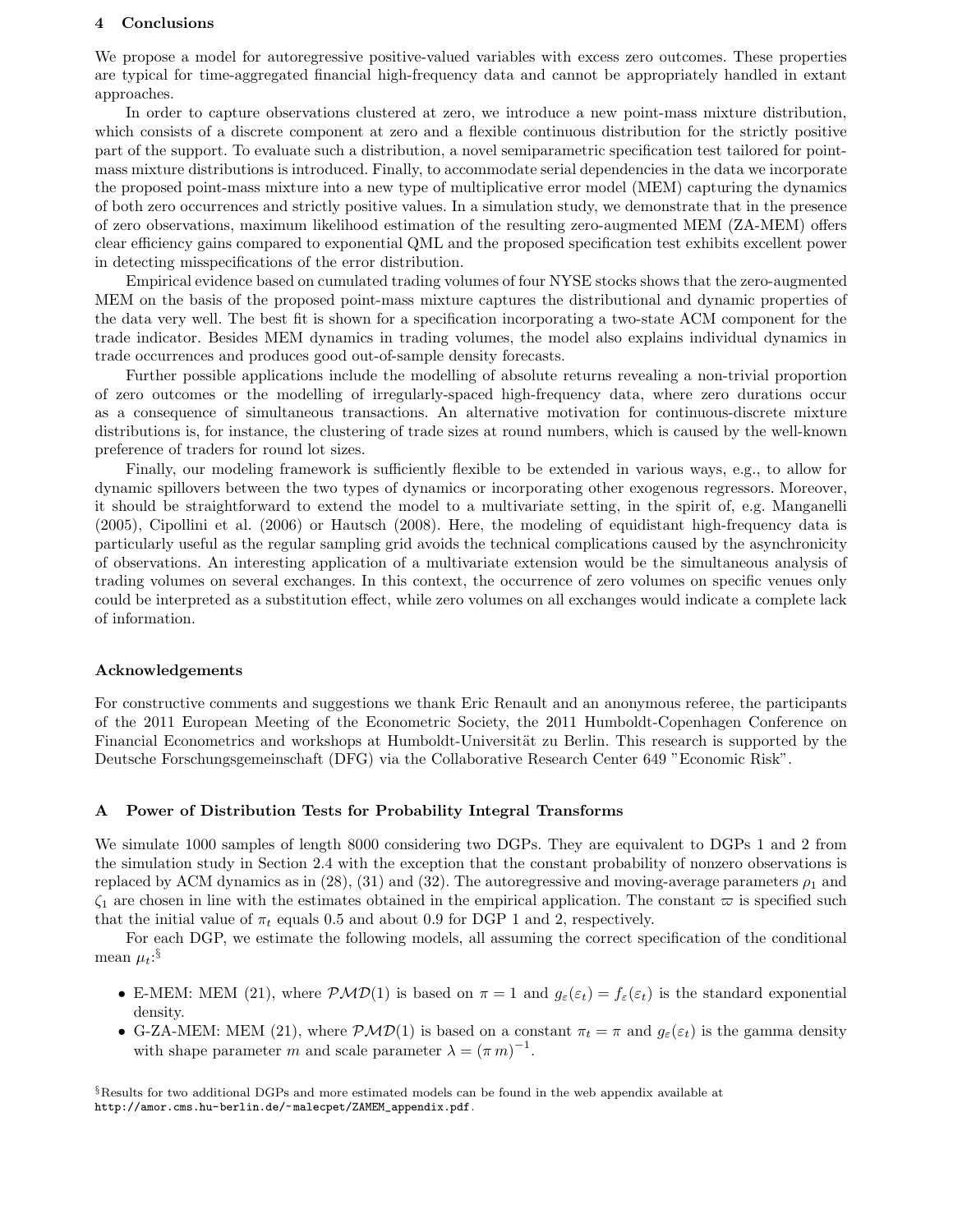## 4 Conclusions

We propose a model for autoregressive positive-valued variables with excess zero outcomes. These properties are typical for time-aggregated financial high-frequency data and cannot be appropriately handled in extant approaches.

In order to capture observations clustered at zero, we introduce a new point-mass mixture distribution, which consists of a discrete component at zero and a flexible continuous distribution for the strictly positive part of the support. To evaluate such a distribution, a novel semiparametric specification test tailored for point-mass mixture distributions is introduced. Finally, to accommodate serial dependencies in the data we incorporate the proposed point-mass mixture into a new type of multiplicative error model (MEM) capturing the dynamics of both zero occurrences and strictly positive values. In a simulation study, we demonstrate that in the presence of zero observations, maximum likelihood estimation of the resulting zero-augmented MEM (ZA-MEM) offers clear efficiency gains compared to exponential QML and the proposed specification test exhibits excellent power in detecting misspecifications of the error distribution.

Empirical evidence based on cumulated trading volumes of four NYSE stocks shows that the zero-augmented MEM on the basis of the proposed point-mass mixture captures the distributional and dynamic properties of the data very well. The best fit is shown for a specification incorporating a two-state ACM component for the trade indicator. Besides MEM dynamics in trading volumes, the model also explains individual dynamics in trade occurrences and produces good out-of-sample density forecasts.

Further possible applications include the modelling of absolute returns revealing a non-trivial proportion of zero outcomes or the modelling of irregularly-spaced high-frequency data, where zero durations occur as a consequence of simultaneous transactions. An alternative motivation for continuous-discrete mixture distributions is, for instance, the clustering of trade sizes at round numbers, which is caused by the well-known preference of traders for round lot sizes.

Finally, our modeling framework is sufficiently flexible to be extended in various ways, e.g., to allow for dynamic spillovers between the two types of dynamics or incorporating other exogenous regressors. Moreover, it should be straightforward to extend the model to a multivariate setting, in the spirit of, e.g. Manganelli (2005), Cipollini et al. (2006) or Hautsch (2008). Here, the modeling of equidistant high-frequency data is particularly useful as the regular sampling grid avoids the technical complications caused by the asynchronicity of observations. An interesting application of a multivariate extension would be the simultaneous analysis of trading volumes on several exchanges. In this context, the occurrence of zero volumes on specific venues only could be interpreted as a substitution effect, while zero volumes on all exchanges would indicate a complete lack of information.

### Acknowledgements

For constructive comments and suggestions we thank Eric Renault and an anonymous referee, the participants of the 2011 European Meeting of the Econometric Society, the 2011 Humboldt-Copenhagen Conference on Financial Econometrics and workshops at Humboldt-Universität zu Berlin. This research is supported by the Deutsche Forschungsgemeinschaft (DFG) via the Collaborative Research Center 649 "Economic Risk".

## A Power of Distribution Tests for Probability Integral Transforms

We simulate 1000 samples of length 8000 considering two DGPs. They are equivalent to DGPs 1 and 2 from the simulation study in Section 2.4 with the exception that the constant probability of nonzero observations is replaced by ACM dynamics as in (28), (31) and (32). The autoregressive and moving-average parameters $\rho_1$ and $\zeta_1$ are chosen in line with the estimates obtained in the empirical application. The constant $\varpi$ is specified such that the initial value of $\pi_t$ equals 0.5 and about 0.9 for DGP 1 and 2, respectively.

For each DGP, we estimate the following models, all assuming the correct specification of the conditional mean $\mu_t$:[§]

- E-MEM: MEM (21), where $\mathcal{PMD}(1)$ is based on $\pi = 1$ and $g_\varepsilon(\varepsilon_t) = f_\varepsilon(\varepsilon_t)$ is the standard exponential density.
- G-ZA-MEM: MEM (21), where $\mathcal{PMD}(1)$ is based on a constant $\pi_t = \pi$ and $g_\varepsilon(\varepsilon_t)$ is the gamma density with shape parameter $m$ and scale parameter $\lambda = (\pi\, m)^{-1}$.

[§]Results for two additional DGPs and more estimated models can be found in the web appendix available at http://amor.cms.hu-berlin.de/~malecpet/ZAMEM_appendix.pdf.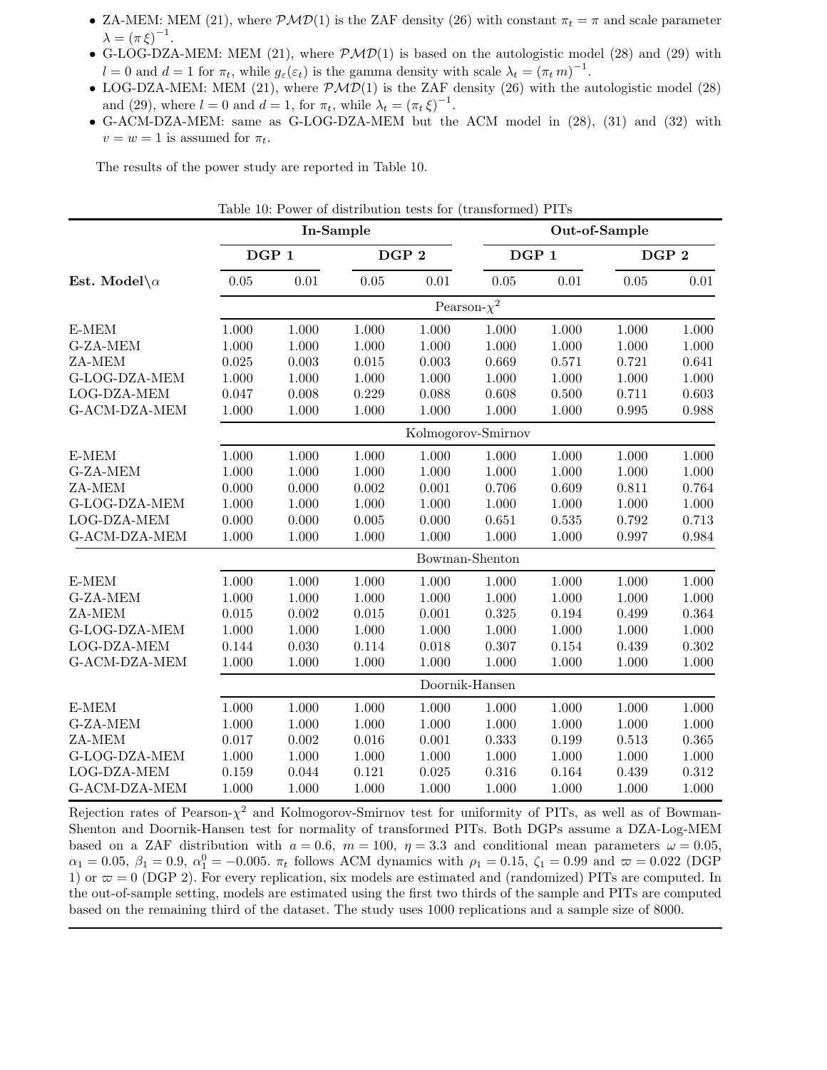- ZA-MEM: MEM (21), where $\mathcal{PMD}(1)$ is the ZAF density (26) with constant $\pi_t = \pi$ and scale parameter $\lambda = (\pi\,\xi)^{-1}$.
- G-LOG-DZA-MEM: MEM (21), where $\mathcal{PMD}(1)$ is based on the autologistic model (28) and (29) with $l = 0$ and $d = 1$ for $\pi_t$, while $g_\varepsilon(\varepsilon_t)$ is the gamma density with scale $\lambda_t = (\pi_t\, m)^{-1}$.
- LOG-DZA-MEM: MEM (21), where $\mathcal{PMD}(1)$ is the ZAF density (26) with the autologistic model (28) and (29), where $l = 0$ and $d = 1$, for $\pi_t$, while $\lambda_t = (\pi_t\, \xi)^{-1}$.
- G-ACM-DZA-MEM: same as G-LOG-DZA-MEM but the ACM model in (28), (31) and (32) with $v = w = 1$ is assumed for $\pi_t$.

The results of the power study are reported in Table 10.

Table 10: Power of distribution tests for (transformed) PITs

| | In-Sample | | | | Out-of-Sample | | | |
|---|---|---|---|---|---|---|---|---|
| | DGP 1 | | DGP 2 | | DGP 1 | | DGP 2 | |
| **Est. Model\\$\alpha$** | 0.05 | 0.01 | 0.05 | 0.01 | 0.05 | 0.01 | 0.05 | 0.01 |
| | Pearson-$\chi^2$ | | | | | | | |
| E-MEM | 1.000 | 1.000 | 1.000 | 1.000 | 1.000 | 1.000 | 1.000 | 1.000 |
| G-ZA-MEM | 1.000 | 1.000 | 1.000 | 1.000 | 1.000 | 1.000 | 1.000 | 1.000 |
| ZA-MEM | 0.025 | 0.003 | 0.015 | 0.003 | 0.669 | 0.571 | 0.721 | 0.641 |
| G-LOG-DZA-MEM | 1.000 | 1.000 | 1.000 | 1.000 | 1.000 | 1.000 | 1.000 | 1.000 |
| LOG-DZA-MEM | 0.047 | 0.008 | 0.229 | 0.088 | 0.608 | 0.500 | 0.711 | 0.603 |
| G-ACM-DZA-MEM | 1.000 | 1.000 | 1.000 | 1.000 | 1.000 | 1.000 | 0.995 | 0.988 |
| | Kolmogorov-Smirnov | | | | | | | |
| E-MEM | 1.000 | 1.000 | 1.000 | 1.000 | 1.000 | 1.000 | 1.000 | 1.000 |
| G-ZA-MEM | 1.000 | 1.000 | 1.000 | 1.000 | 1.000 | 1.000 | 1.000 | 1.000 |
| ZA-MEM | 0.000 | 0.000 | 0.002 | 0.001 | 0.706 | 0.609 | 0.811 | 0.764 |
| G-LOG-DZA-MEM | 1.000 | 1.000 | 1.000 | 1.000 | 1.000 | 1.000 | 1.000 | 1.000 |
| LOG-DZA-MEM | 0.000 | 0.000 | 0.005 | 0.000 | 0.651 | 0.535 | 0.792 | 0.713 |
| G-ACM-DZA-MEM | 1.000 | 1.000 | 1.000 | 1.000 | 1.000 | 1.000 | 0.997 | 0.984 |
| | Bowman-Shenton | | | | | | | |
| E-MEM | 1.000 | 1.000 | 1.000 | 1.000 | 1.000 | 1.000 | 1.000 | 1.000 |
| G-ZA-MEM | 1.000 | 1.000 | 1.000 | 1.000 | 1.000 | 1.000 | 1.000 | 1.000 |
| ZA-MEM | 0.015 | 0.002 | 0.015 | 0.001 | 0.325 | 0.194 | 0.499 | 0.364 |
| G-LOG-DZA-MEM | 1.000 | 1.000 | 1.000 | 1.000 | 1.000 | 1.000 | 1.000 | 1.000 |
| LOG-DZA-MEM | 0.144 | 0.030 | 0.114 | 0.018 | 0.307 | 0.154 | 0.439 | 0.302 |
| G-ACM-DZA-MEM | 1.000 | 1.000 | 1.000 | 1.000 | 1.000 | 1.000 | 1.000 | 1.000 |
| | Doornik-Hansen | | | | | | | |
| E-MEM | 1.000 | 1.000 | 1.000 | 1.000 | 1.000 | 1.000 | 1.000 | 1.000 |
| G-ZA-MEM | 1.000 | 1.000 | 1.000 | 1.000 | 1.000 | 1.000 | 1.000 | 1.000 |
| ZA-MEM | 0.017 | 0.002 | 0.016 | 0.001 | 0.333 | 0.199 | 0.513 | 0.365 |
| G-LOG-DZA-MEM | 1.000 | 1.000 | 1.000 | 1.000 | 1.000 | 1.000 | 1.000 | 1.000 |
| LOG-DZA-MEM | 0.159 | 0.044 | 0.121 | 0.025 | 0.316 | 0.164 | 0.439 | 0.312 |
| G-ACM-DZA-MEM | 1.000 | 1.000 | 1.000 | 1.000 | 1.000 | 1.000 | 1.000 | 1.000 |

Rejection rates of Pearson-$\chi^2$ and Kolmogorov-Smirnov test for uniformity of PITs, as well as of Bowman-Shenton and Doornik-Hansen test for normality of transformed PITs. Both DGPs assume a DZA-Log-MEM based on a ZAF distribution with $a = 0.6$, $m = 100$, $\eta = 3.3$ and conditional mean parameters $\omega = 0.05$, $\alpha_1 = 0.05$, $\beta_1 = 0.9$, $\alpha_1^0 = -0.005$. $\pi_t$ follows ACM dynamics with $\rho_1 = 0.15$, $\zeta_1 = 0.99$ and $\varpi = 0.022$ (DGP 1) or $\varpi = 0$ (DGP 2). For every replication, six models are estimated and (randomized) PITs are computed. In the out-of-sample setting, models are estimated using the first two thirds of the sample and PITs are computed based on the remaining third of the dataset. The study uses 1000 replications and a sample size of 8000.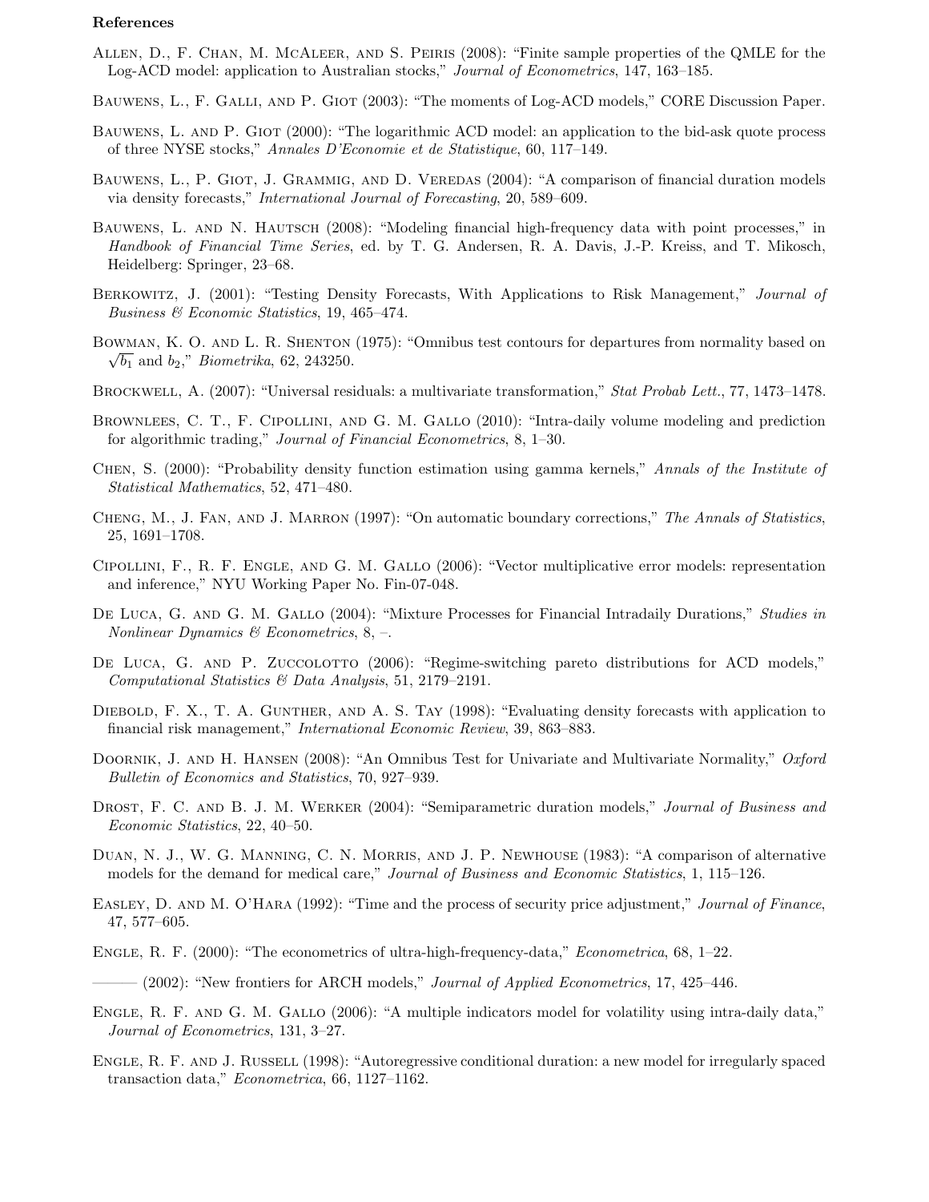**References**

Allen, D., F. Chan, M. McAleer, and S. Peiris (2008): "Finite sample properties of the QMLE for the Log-ACD model: application to Australian stocks," *Journal of Econometrics*, 147, 163–185.

Bauwens, L., F. Galli, and P. Giot (2003): "The moments of Log-ACD models," CORE Discussion Paper.

Bauwens, L. and P. Giot (2000): "The logarithmic ACD model: an application to the bid-ask quote process of three NYSE stocks," *Annales D'Economie et de Statistique*, 60, 117–149.

Bauwens, L., P. Giot, J. Grammig, and D. Veredas (2004): "A comparison of financial duration models via density forecasts," *International Journal of Forecasting*, 20, 589–609.

Bauwens, L. and N. Hautsch (2008): "Modeling financial high-frequency data with point processes," in *Handbook of Financial Time Series*, ed. by T. G. Andersen, R. A. Davis, J.-P. Kreiss, and T. Mikosch, Heidelberg: Springer, 23–68.

Berkowitz, J. (2001): "Testing Density Forecasts, With Applications to Risk Management," *Journal of Business & Economic Statistics*, 19, 465–474.

Bowman, K. O. and L. R. Shenton (1975): "Omnibus test contours for departures from normality based on $\sqrt{b_1}$ and $b_2$," *Biometrika*, 62, 243250.

Brockwell, A. (2007): "Universal residuals: a multivariate transformation," *Stat Probab Lett.*, 77, 1473–1478.

Brownlees, C. T., F. Cipollini, and G. M. Gallo (2010): "Intra-daily volume modeling and prediction for algorithmic trading," *Journal of Financial Econometrics*, 8, 1–30.

Chen, S. (2000): "Probability density function estimation using gamma kernels," *Annals of the Institute of Statistical Mathematics*, 52, 471–480.

Cheng, M., J. Fan, and J. Marron (1997): "On automatic boundary corrections," *The Annals of Statistics*, 25, 1691–1708.

Cipollini, F., R. F. Engle, and G. M. Gallo (2006): "Vector multiplicative error models: representation and inference," NYU Working Paper No. Fin-07-048.

De Luca, G. and G. M. Gallo (2004): "Mixture Processes for Financial Intradaily Durations," *Studies in Nonlinear Dynamics & Econometrics*, 8, –.

De Luca, G. and P. Zuccolotto (2006): "Regime-switching pareto distributions for ACD models," *Computational Statistics & Data Analysis*, 51, 2179–2191.

Diebold, F. X., T. A. Gunther, and A. S. Tay (1998): "Evaluating density forecasts with application to financial risk management," *International Economic Review*, 39, 863–883.

Doornik, J. and H. Hansen (2008): "An Omnibus Test for Univariate and Multivariate Normality," *Oxford Bulletin of Economics and Statistics*, 70, 927–939.

Drost, F. C. and B. J. M. Werker (2004): "Semiparametric duration models," *Journal of Business and Economic Statistics*, 22, 40–50.

Duan, N. J., W. G. Manning, C. N. Morris, and J. P. Newhouse (1983): "A comparison of alternative models for the demand for medical care," *Journal of Business and Economic Statistics*, 1, 115–126.

Easley, D. and M. O'Hara (1992): "Time and the process of security price adjustment," *Journal of Finance*, 47, 577–605.

Engle, R. F. (2000): "The econometrics of ultra-high-frequency-data," *Econometrica*, 68, 1–22.

——— (2002): "New frontiers for ARCH models," *Journal of Applied Econometrics*, 17, 425–446.

Engle, R. F. and G. M. Gallo (2006): "A multiple indicators model for volatility using intra-daily data," *Journal of Econometrics*, 131, 3–27.

Engle, R. F. and J. Russell (1998): "Autoregressive conditional duration: a new model for irregularly spaced transaction data," *Econometrica*, 66, 1127–1162.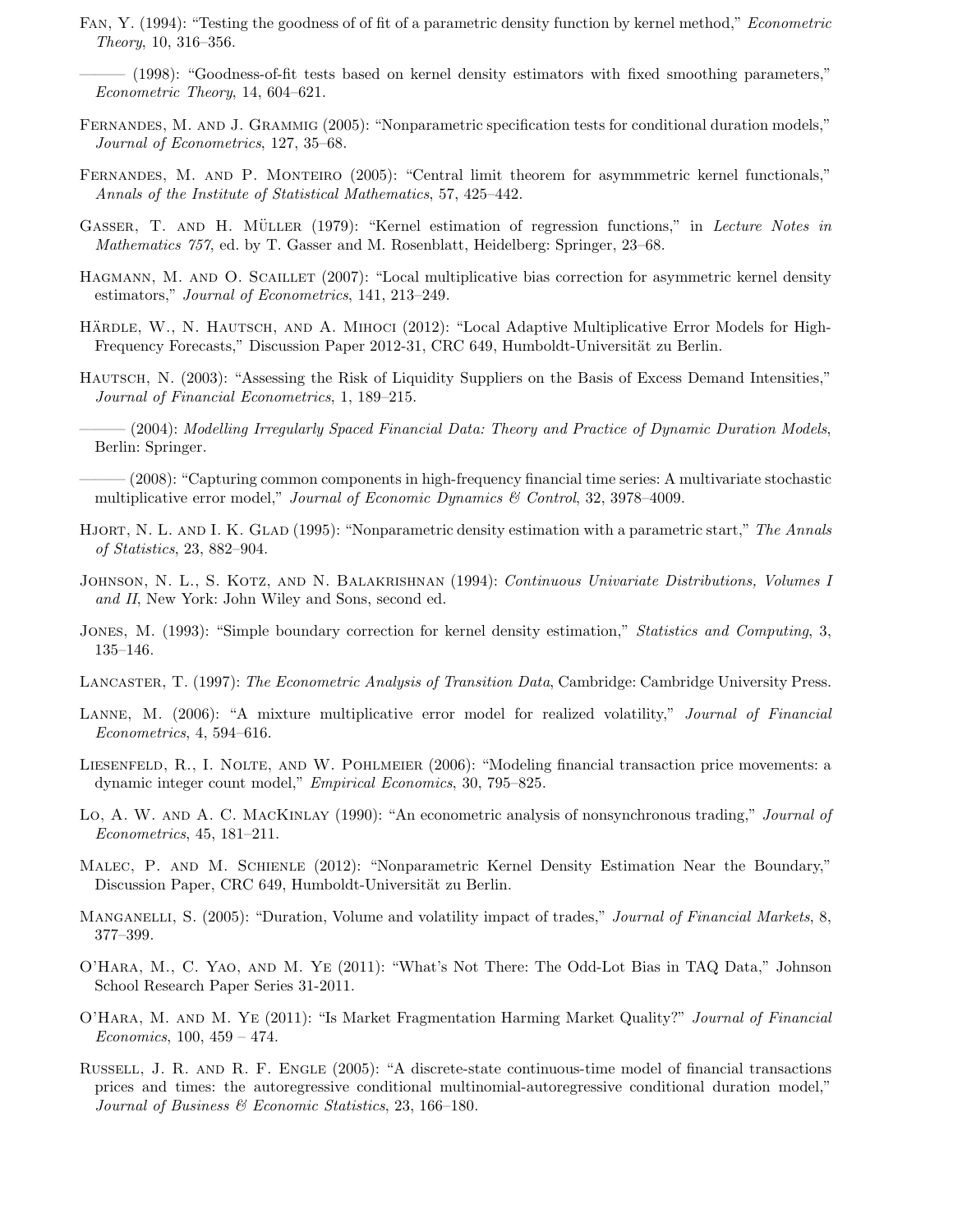Fan, Y. (1994): "Testing the goodness of of fit of a parametric density function by kernel method," *Econometric Theory*, 10, 316–356.

——— (1998): "Goodness-of-fit tests based on kernel density estimators with fixed smoothing parameters," *Econometric Theory*, 14, 604–621.

Fernandes, M. and J. Grammig (2005): "Nonparametric specification tests for conditional duration models," *Journal of Econometrics*, 127, 35–68.

Fernandes, M. and P. Monteiro (2005): "Central limit theorem for asymmmetric kernel functionals," *Annals of the Institute of Statistical Mathematics*, 57, 425–442.

Gasser, T. and H. Müller (1979): "Kernel estimation of regression functions," in *Lecture Notes in Mathematics 757*, ed. by T. Gasser and M. Rosenblatt, Heidelberg: Springer, 23–68.

Hagmann, M. and O. Scaillet (2007): "Local multiplicative bias correction for asymmetric kernel density estimators," *Journal of Econometrics*, 141, 213–249.

Härdle, W., N. Hautsch, and A. Mihoci (2012): "Local Adaptive Multiplicative Error Models for High-Frequency Forecasts," Discussion Paper 2012-31, CRC 649, Humboldt-Universität zu Berlin.

Hautsch, N. (2003): "Assessing the Risk of Liquidity Suppliers on the Basis of Excess Demand Intensities," *Journal of Financial Econometrics*, 1, 189–215.

——— (2004): *Modelling Irregularly Spaced Financial Data: Theory and Practice of Dynamic Duration Models*, Berlin: Springer.

——— (2008): "Capturing common components in high-frequency financial time series: A multivariate stochastic multiplicative error model," *Journal of Economic Dynamics & Control*, 32, 3978–4009.

Hjort, N. L. and I. K. Glad (1995): "Nonparametric density estimation with a parametric start," *The Annals of Statistics*, 23, 882–904.

Johnson, N. L., S. Kotz, and N. Balakrishnan (1994): *Continuous Univariate Distributions, Volumes I and II*, New York: John Wiley and Sons, second ed.

Jones, M. (1993): "Simple boundary correction for kernel density estimation," *Statistics and Computing*, 3, 135–146.

Lancaster, T. (1997): *The Econometric Analysis of Transition Data*, Cambridge: Cambridge University Press.

Lanne, M. (2006): "A mixture multiplicative error model for realized volatility," *Journal of Financial Econometrics*, 4, 594–616.

Liesenfeld, R., I. Nolte, and W. Pohlmeier (2006): "Modeling financial transaction price movements: a dynamic integer count model," *Empirical Economics*, 30, 795–825.

Lo, A. W. and A. C. MacKinlay (1990): "An econometric analysis of nonsynchronous trading," *Journal of Econometrics*, 45, 181–211.

Malec, P. and M. Schienle (2012): "Nonparametric Kernel Density Estimation Near the Boundary," Discussion Paper, CRC 649, Humboldt-Universität zu Berlin.

Manganelli, S. (2005): "Duration, Volume and volatility impact of trades," *Journal of Financial Markets*, 8, 377–399.

O'Hara, M., C. Yao, and M. Ye (2011): "What's Not There: The Odd-Lot Bias in TAQ Data," Johnson School Research Paper Series 31-2011.

O'Hara, M. and M. Ye (2011): "Is Market Fragmentation Harming Market Quality?" *Journal of Financial Economics*, 100, 459 – 474.

Russell, J. R. and R. F. Engle (2005): "A discrete-state continuous-time model of financial transactions prices and times: the autoregressive conditional multinomial-autoregressive conditional duration model," *Journal of Business & Economic Statistics*, 23, 166–180.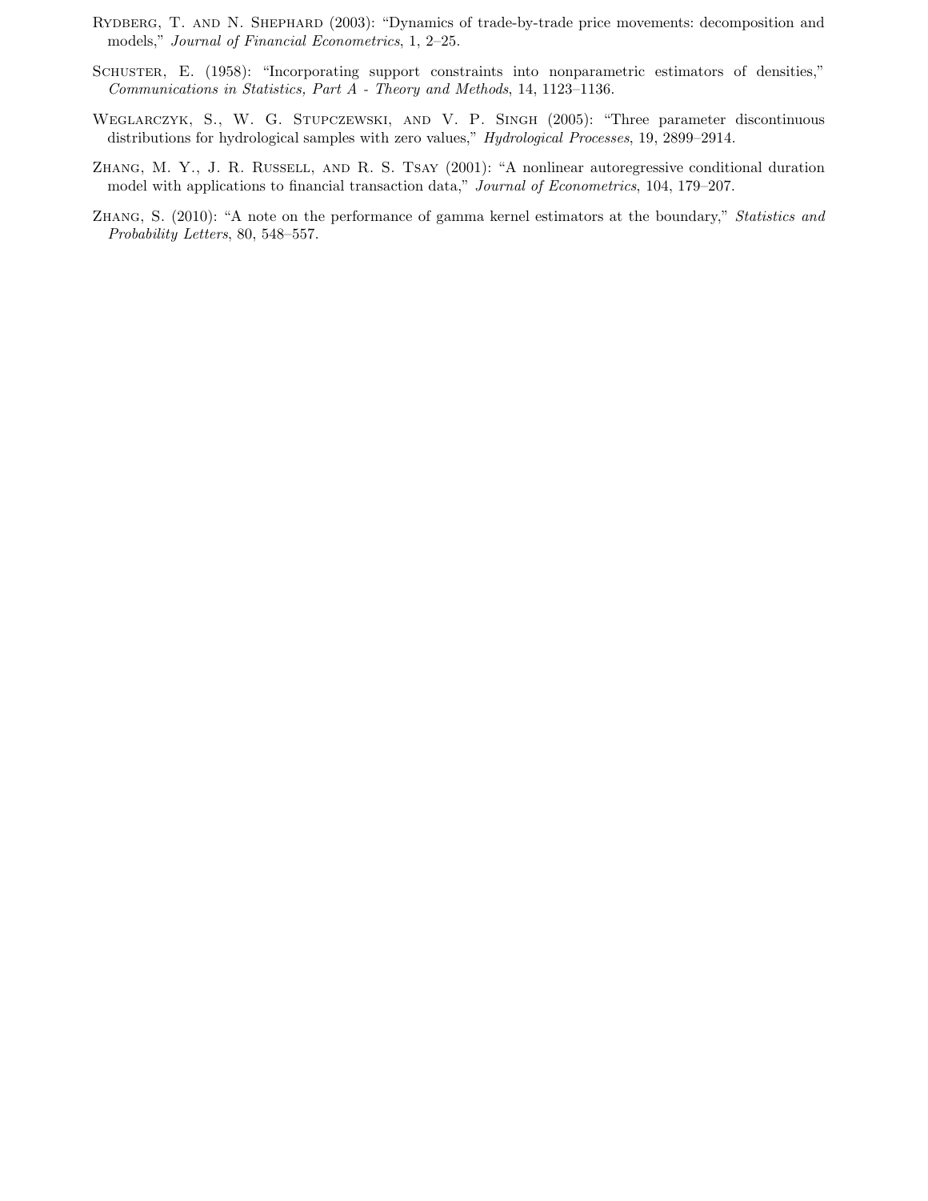Rydberg, T. and N. Shephard (2003): "Dynamics of trade-by-trade price movements: decomposition and models," *Journal of Financial Econometrics*, 1, 2–25.

Schuster, E. (1958): "Incorporating support constraints into nonparametric estimators of densities," *Communications in Statistics, Part A - Theory and Methods*, 14, 1123–1136.

Weglarczyk, S., W. G. Stupczewski, and V. P. Singh (2005): "Three parameter discontinuous distributions for hydrological samples with zero values," *Hydrological Processes*, 19, 2899–2914.

Zhang, M. Y., J. R. Russell, and R. S. Tsay (2001): "A nonlinear autoregressive conditional duration model with applications to financial transaction data," *Journal of Econometrics*, 104, 179–207.

Zhang, S. (2010): "A note on the performance of gamma kernel estimators at the boundary," *Statistics and Probability Letters*, 80, 548–557.